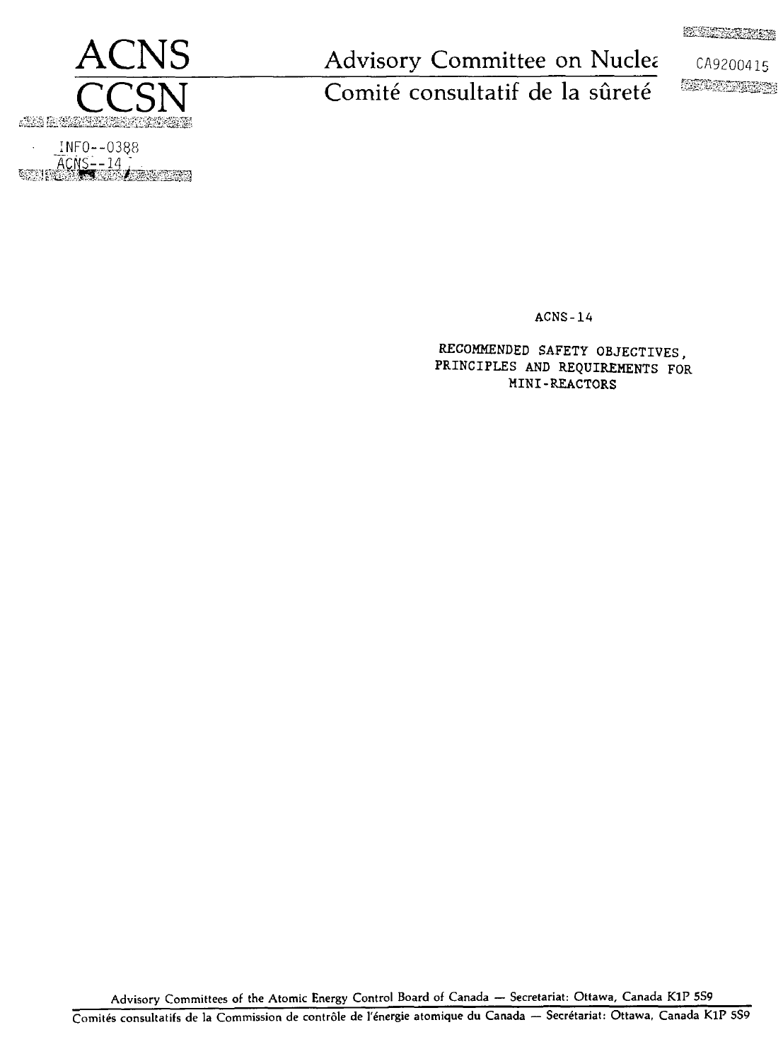ACNS

CCSN

# Advisory Committee on Nucle

# Comité consultatif de la sûreté

CA9200415

INFO--0388
ACNS--14

ACNS-14

RECOMMENDED SAFETY OBJECTIVES, PRINCIPLES AND REQUIREMENTS FOR MINI-REACTORS

Advisory Committees of the Atomic Energy Control Board of Canada — Secretariat: Ottawa, Canada K1P 5S9

Comités consultatifs de la Commission de contrôle de l'énergie atomique du Canada — Secrétariat: Ottawa, Canada K1P 5S9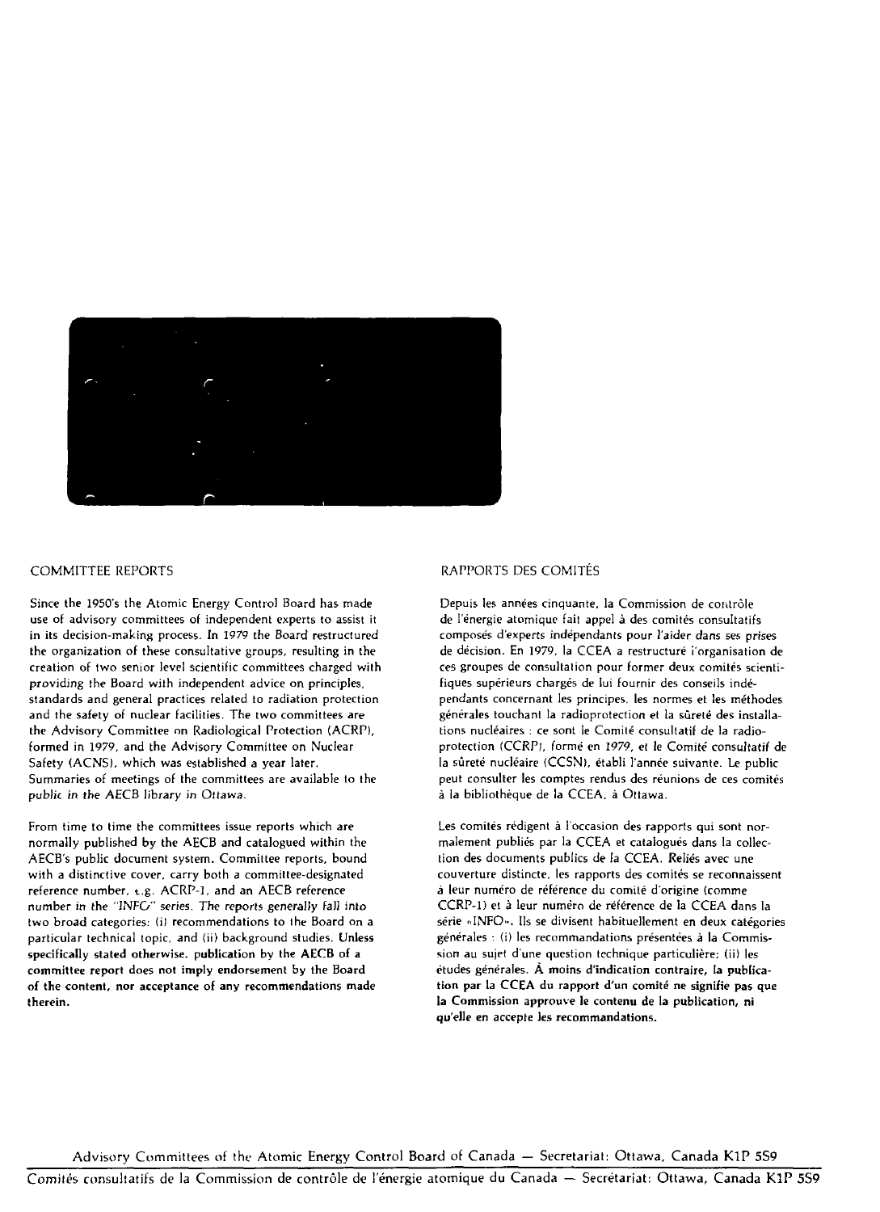## COMMITTEE REPORTS

Since the 1950's the Atomic Energy Control Board has made use of advisory committees of independent experts to assist it in its decision-making process. In 1979 the Board restructured the organization of these consultative groups, resulting in the creation of two senior level scientific committees charged with providing the Board with independent advice on principles, standards and general practices related to radiation protection and the safety of nuclear facilities. The two committees are the Advisory Committee on Radiological Protection (ACRP), formed in 1979, and the Advisory Committee on Nuclear Safety (ACNS), which was established a year later. Summaries of meetings of the committees are available to the public in the AECB library in Ottawa.

From time to time the committees issue reports which are normally published by the AECB and catalogued within the AECB's public document system. Committee reports, bound with a distinctive cover, carry both a committee-designated reference number, e.g. ACRP-1, and an AECB reference number in the "INFO" series. The reports generally fall into two broad categories: (i) recommendations to the Board on a particular technical topic, and (ii) background studies. **Unless specifically stated otherwise, publication by the AECB of a committee report does not imply endorsement by the Board of the content, nor acceptance of any recommendations made therein.**

## RAPPORTS DES COMITÉS

Depuis les années cinquante, la Commission de contrôle de l'énergie atomique fait appel à des comités consultatifs composés d'experts indépendants pour l'aider dans ses prises de décision. En 1979, la CCEA a restructuré l'organisation de ces groupes de consultation pour former deux comités scientifiques supérieurs chargés de lui fournir des conseils indépendants concernant les principes, les normes et les méthodes générales touchant la radioprotection et la sûreté des installations nucléaires : ce sont le Comité consultatif de la radioprotection (CCRP), formé en 1979, et le Comité consultatif de la sûreté nucléaire (CCSN), établi l'année suivante. Le public peut consulter les comptes rendus des réunions de ces comités à la bibliothèque de la CCEA, à Ottawa.

Les comités rédigent à l'occasion des rapports qui sont normalement publiés par la CCEA et catalogués dans la collection des documents publics de la CCEA. Reliés avec une couverture distincte, les rapports des comités se reconnaissent à leur numéro de référence du comité d'origine (comme CCRP-1) et à leur numéro de référence de la CCEA dans la série «INFO». Ils se divisent habituellement en deux catégories générales : (i) les recommandations présentées à la Commission au sujet d'une question technique particulière; (ii) les études générales. **À moins d'indication contraire, la publication par la CCEA du rapport d'un comité ne signifie pas que la Commission approuve le contenu de la publication, ni qu'elle en accepte les recommandations.**

Advisory Committees of the Atomic Energy Control Board of Canada — Secretariat: Ottawa, Canada K1P 5S9

Comités consultatifs de la Commission de contrôle de l'énergie atomique du Canada — Secrétariat: Ottawa, Canada K1P 5S9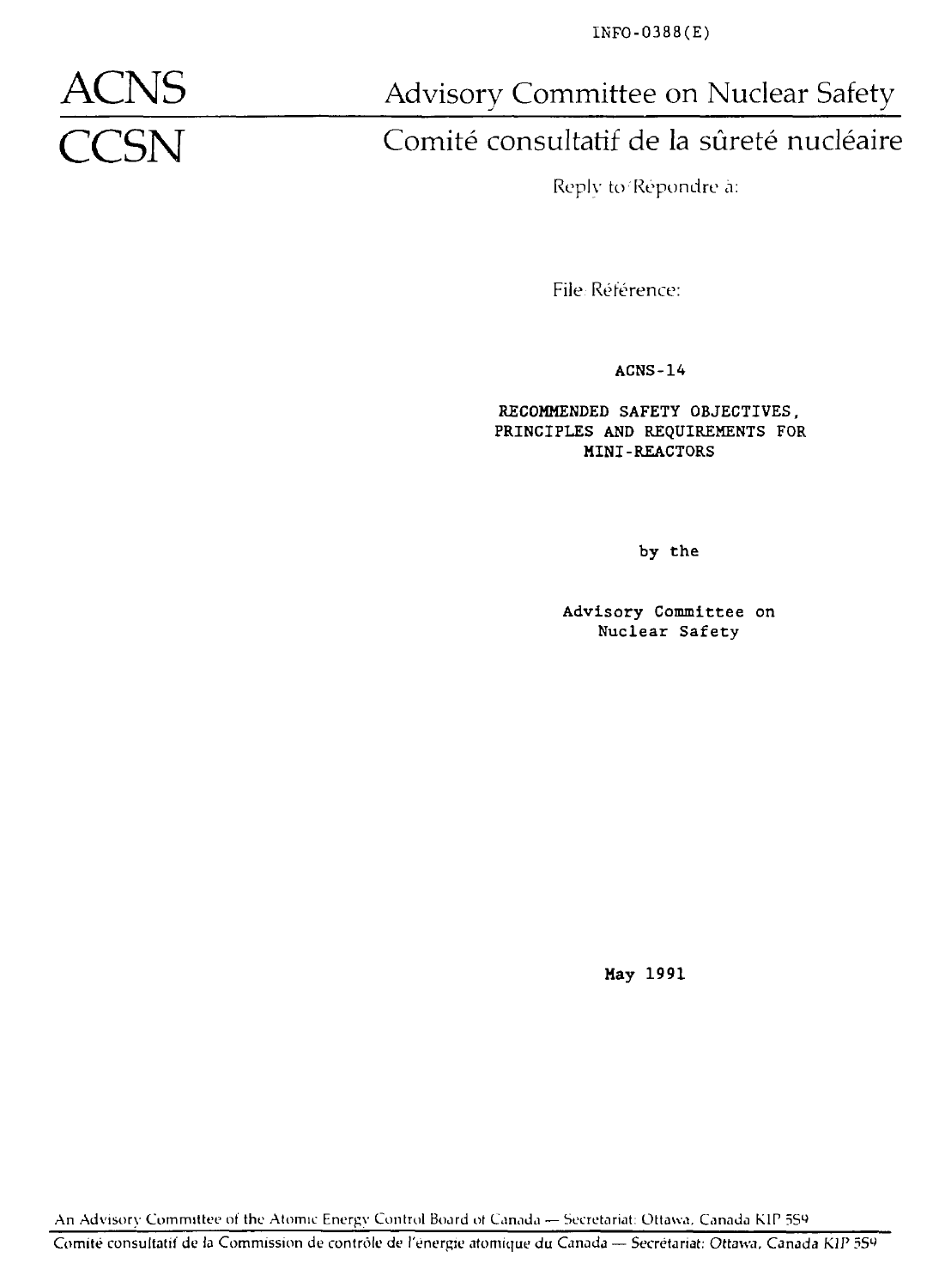INFO-0388(E)

# ACNS CCSN

## Advisory Committee on Nuclear Safety

## Comité consultatif de la sûreté nucléaire

Reply to/Répondre à:

File/Référence:

ACNS-14

**RECOMMENDED SAFETY OBJECTIVES, PRINCIPLES AND REQUIREMENTS FOR MINI-REACTORS**

by the

Advisory Committee on Nuclear Safety

May 1991

An Advisory Committee of the Atomic Energy Control Board of Canada — Secretariat: Ottawa, Canada K1P 5S9

Comité consultatif de la Commission de contrôle de l'energie atomique du Canada — Secrétariat: Ottawa, Canada K1P 5S9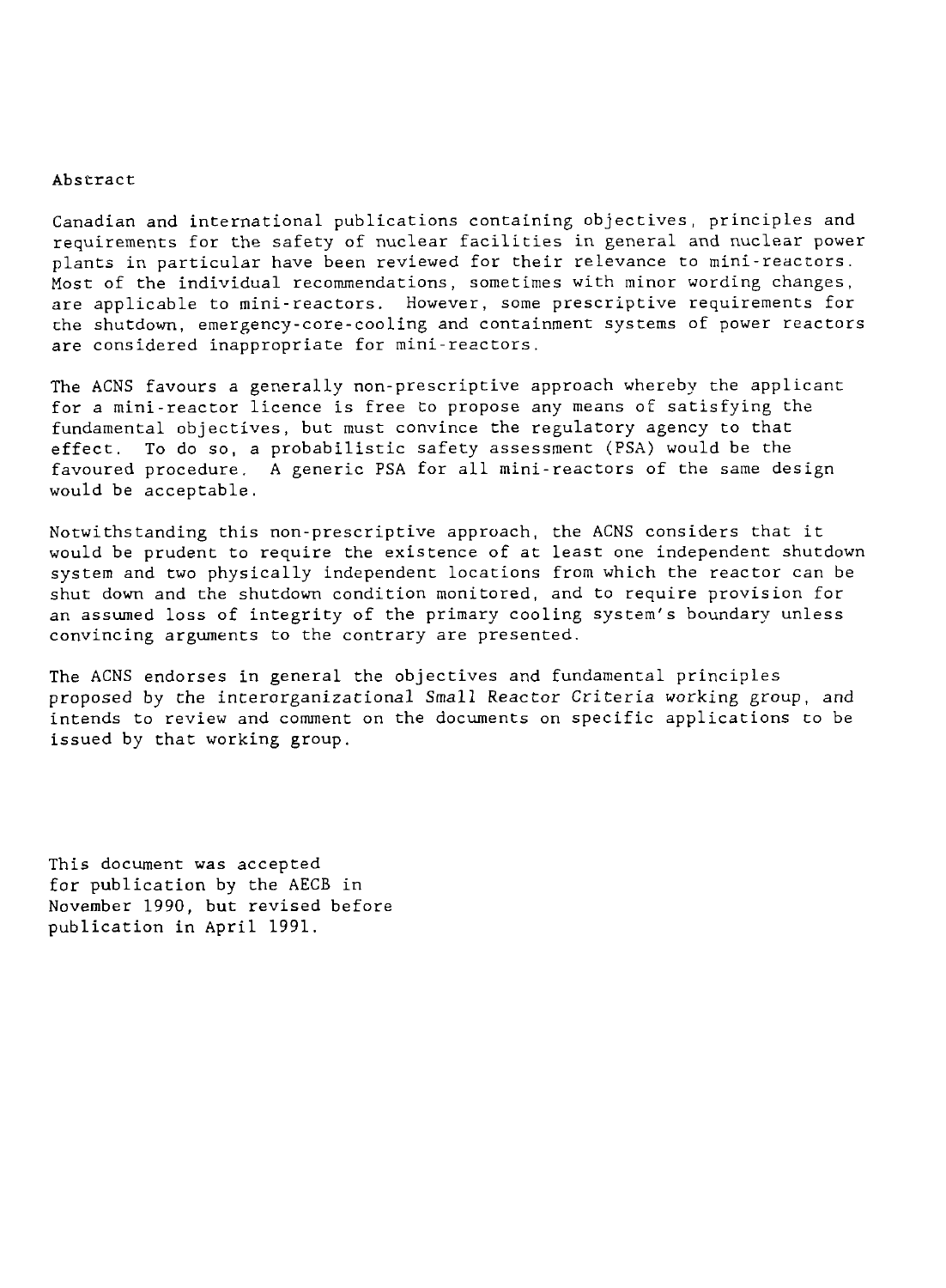## Abstract

Canadian and international publications containing objectives, principles and requirements for the safety of nuclear facilities in general and nuclear power plants in particular have been reviewed for their relevance to mini-reactors. Most of the individual recommendations, sometimes with minor wording changes, are applicable to mini-reactors. However, some prescriptive requirements for the shutdown, emergency-core-cooling and containment systems of power reactors are considered inappropriate for mini-reactors.

The ACNS favours a generally non-prescriptive approach whereby the applicant for a mini-reactor licence is free to propose any means of satisfying the fundamental objectives, but must convince the regulatory agency to that effect. To do so, a probabilistic safety assessment (PSA) would be the favoured procedure. A generic PSA for all mini-reactors of the same design would be acceptable.

Notwithstanding this non-prescriptive approach, the ACNS considers that it would be prudent to require the existence of at least one independent shutdown system and two physically independent locations from which the reactor can be shut down and the shutdown condition monitored, and to require provision for an assumed loss of integrity of the primary cooling system's boundary unless convincing arguments to the contrary are presented.

The ACNS endorses in general the objectives and fundamental principles proposed by the interorganizational Small Reactor Criteria working group, and intends to review and comment on the documents on specific applications to be issued by that working group.

This document was accepted for publication by the AECB in November 1990, but revised before publication in April 1991.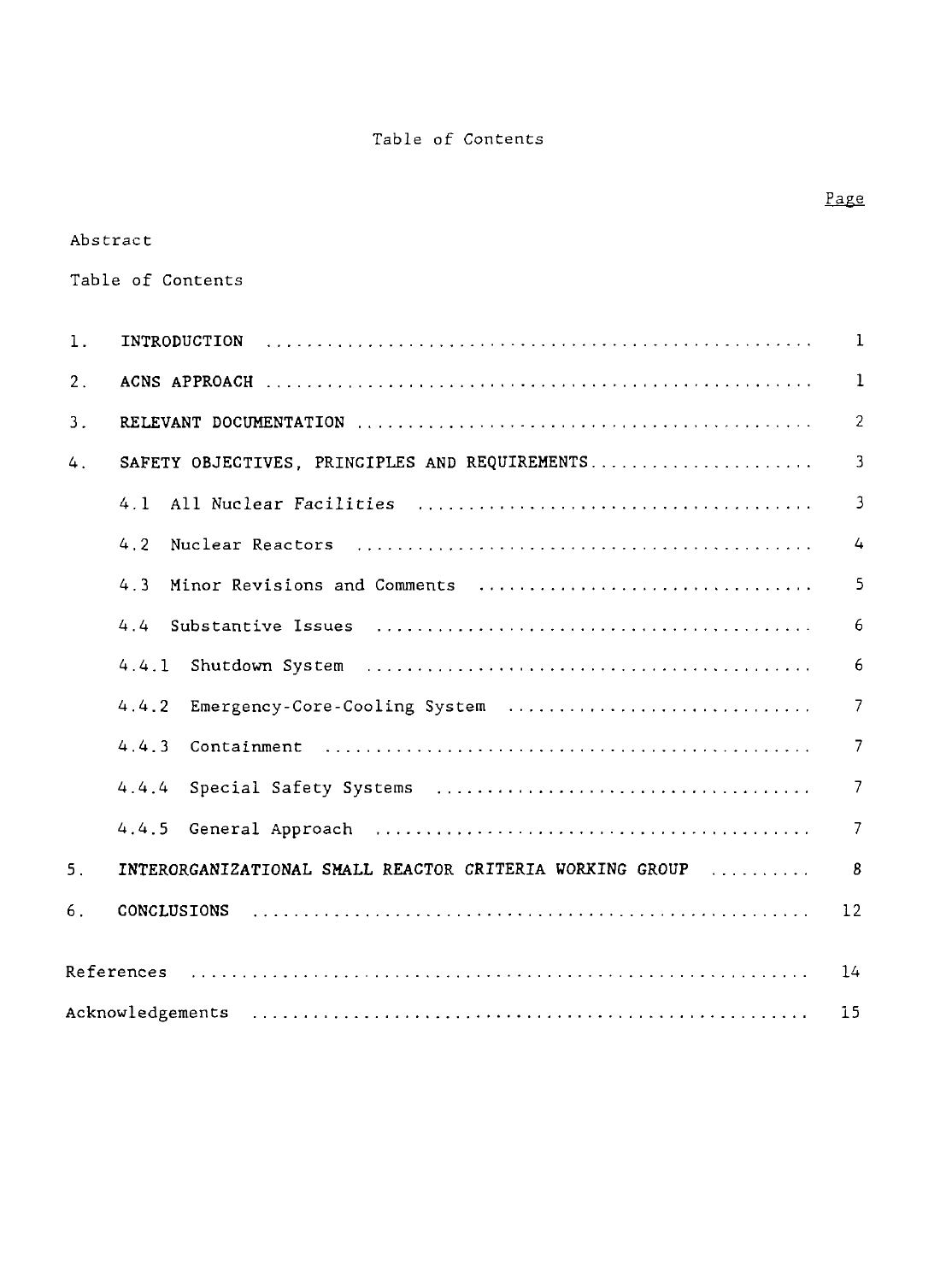# Table of Contents

| | | Page |
|---|---|---|
| Abstract | | |
| Table of Contents | | |
| 1. | INTRODUCTION | 1 |
| 2. | ACNS APPROACH | 1 |
| 3. | RELEVANT DOCUMENTATION | 2 |
| 4. | SAFETY OBJECTIVES, PRINCIPLES AND REQUIREMENTS | 3 |
| | 4.1 All Nuclear Facilities | 3 |
| | 4.2 Nuclear Reactors | 4 |
| | 4.3 Minor Revisions and Comments | 5 |
| | 4.4 Substantive Issues | 6 |
| | 4.4.1 Shutdown System | 6 |
| | 4.4.2 Emergency-Core-Cooling System | 7 |
| | 4.4.3 Containment | 7 |
| | 4.4.4 Special Safety Systems | 7 |
| | 4.4.5 General Approach | 7 |
| 5. | INTERORGANIZATIONAL SMALL REACTOR CRITERIA WORKING GROUP | 8 |
| 6. | CONCLUSIONS | 12 |
| References | | 14 |
| Acknowledgements | | 15 |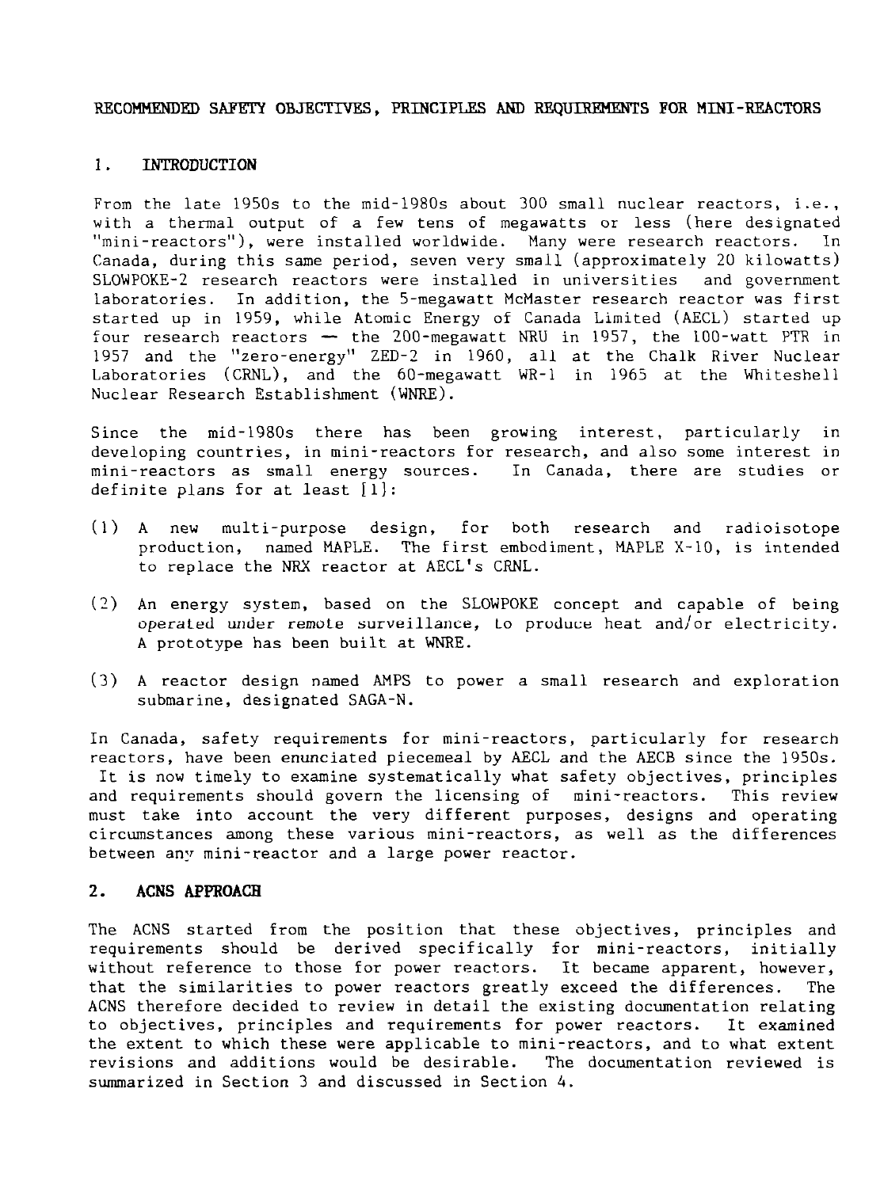# RECOMMENDED SAFETY OBJECTIVES, PRINCIPLES AND REQUIREMENTS FOR MINI-REACTORS

## 1. INTRODUCTION

From the late 1950s to the mid-1980s about 300 small nuclear reactors, i.e., with a thermal output of a few tens of megawatts or less (here designated "mini-reactors"), were installed worldwide. Many were research reactors. In Canada, during this same period, seven very small (approximately 20 kilowatts) SLOWPOKE-2 research reactors were installed in universities and government laboratories. In addition, the 5-megawatt McMaster research reactor was first started up in 1959, while Atomic Energy of Canada Limited (AECL) started up four research reactors — the 200-megawatt NRU in 1957, the 100-watt PTR in 1957 and the "zero-energy" ZED-2 in 1960, all at the Chalk River Nuclear Laboratories (CRNL), and the 60-megawatt WR-1 in 1965 at the Whiteshell Nuclear Research Establishment (WNRE).

Since the mid-1980s there has been growing interest, particularly in developing countries, in mini-reactors for research, and also some interest in mini-reactors as small energy sources. In Canada, there are studies or definite plans for at least [1]:

(1) A new multi-purpose design, for both research and radioisotope production, named MAPLE. The first embodiment, MAPLE X-10, is intended to replace the NRX reactor at AECL's CRNL.

(2) An energy system, based on the SLOWPOKE concept and capable of being operated under remote surveillance, to produce heat and/or electricity. A prototype has been built at WNRE.

(3) A reactor design named AMPS to power a small research and exploration submarine, designated SAGA-N.

In Canada, safety requirements for mini-reactors, particularly for research reactors, have been enunciated piecemeal by AECL and the AECB since the 1950s. It is now timely to examine systematically what safety objectives, principles and requirements should govern the licensing of mini-reactors. This review must take into account the very different purposes, designs and operating circumstances among these various mini-reactors, as well as the differences between any mini-reactor and a large power reactor.

## 2. ACNS APPROACH

The ACNS started from the position that these objectives, principles and requirements should be derived specifically for mini-reactors, initially without reference to those for power reactors. It became apparent, however, that the similarities to power reactors greatly exceed the differences. The ACNS therefore decided to review in detail the existing documentation relating to objectives, principles and requirements for power reactors. It examined the extent to which these were applicable to mini-reactors, and to what extent revisions and additions would be desirable. The documentation reviewed is summarized in Section 3 and discussed in Section 4.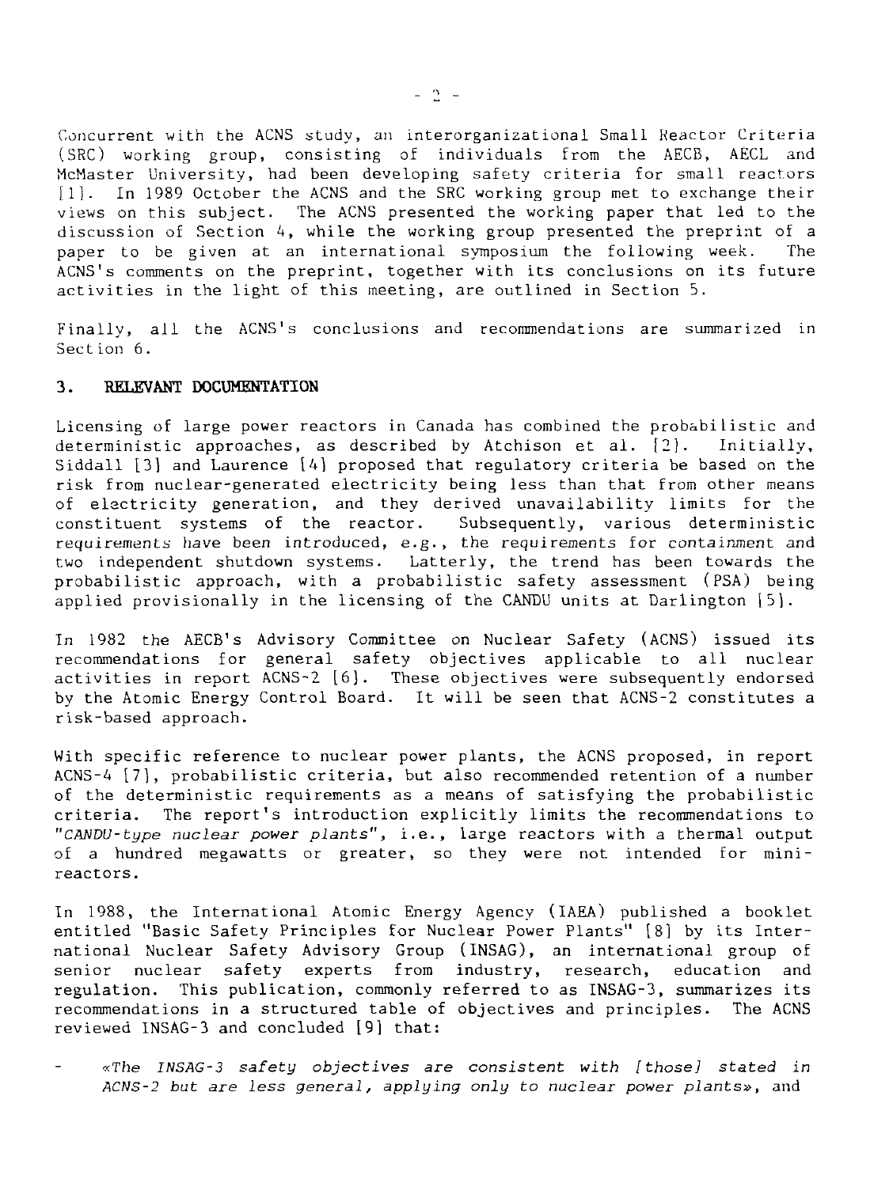Concurrent with the ACNS study, an interorganizational Small Reactor Criteria (SRC) working group, consisting of individuals from the AECB, AECL and McMaster University, had been developing safety criteria for small reactors [1]. In 1989 October the ACNS and the SRC working group met to exchange their views on this subject. The ACNS presented the working paper that led to the discussion of Section 4, while the working group presented the preprint of a paper to be given at an international symposium the following week. The ACNS's comments on the preprint, together with its conclusions on its future activities in the light of this meeting, are outlined in Section 5.

Finally, all the ACNS's conclusions and recommendations are summarized in Section 6.

## 3. RELEVANT DOCUMENTATION

Licensing of large power reactors in Canada has combined the probabilistic and deterministic approaches, as described by Atchison et al. [2]. Initially, Siddall [3] and Laurence [4] proposed that regulatory criteria be based on the risk from nuclear-generated electricity being less than that from other means of electricity generation, and they derived unavailability limits for the constituent systems of the reactor. Subsequently, various deterministic requirements have been introduced, e.g., the requirements for containment and two independent shutdown systems. Latterly, the trend has been towards the probabilistic approach, with a probabilistic safety assessment (PSA) being applied provisionally in the licensing of the CANDU units at Darlington [5].

In 1982 the AECB's Advisory Committee on Nuclear Safety (ACNS) issued its recommendations for general safety objectives applicable to all nuclear activities in report ACNS-2 [6]. These objectives were subsequently endorsed by the Atomic Energy Control Board. It will be seen that ACNS-2 constitutes a risk-based approach.

With specific reference to nuclear power plants, the ACNS proposed, in report ACNS-4 [7], probabilistic criteria, but also recommended retention of a number of the deterministic requirements as a means of satisfying the probabilistic criteria. The report's introduction explicitly limits the recommendations to *"CANDU-type nuclear power plants"*, i.e., large reactors with a thermal output of a hundred megawatts or greater, so they were not intended for mini-reactors.

In 1988, the International Atomic Energy Agency (IAEA) published a booklet entitled "Basic Safety Principles for Nuclear Power Plants" [8] by its International Nuclear Safety Advisory Group (INSAG), an international group of senior nuclear safety experts from industry, research, education and regulation. This publication, commonly referred to as INSAG-3, summarizes its recommendations in a structured table of objectives and principles. The ACNS reviewed INSAG-3 and concluded [9] that:

- *«The INSAG-3 safety objectives are consistent with [those] stated in ACNS-2 but are less general, applying only to nuclear power plants»*, and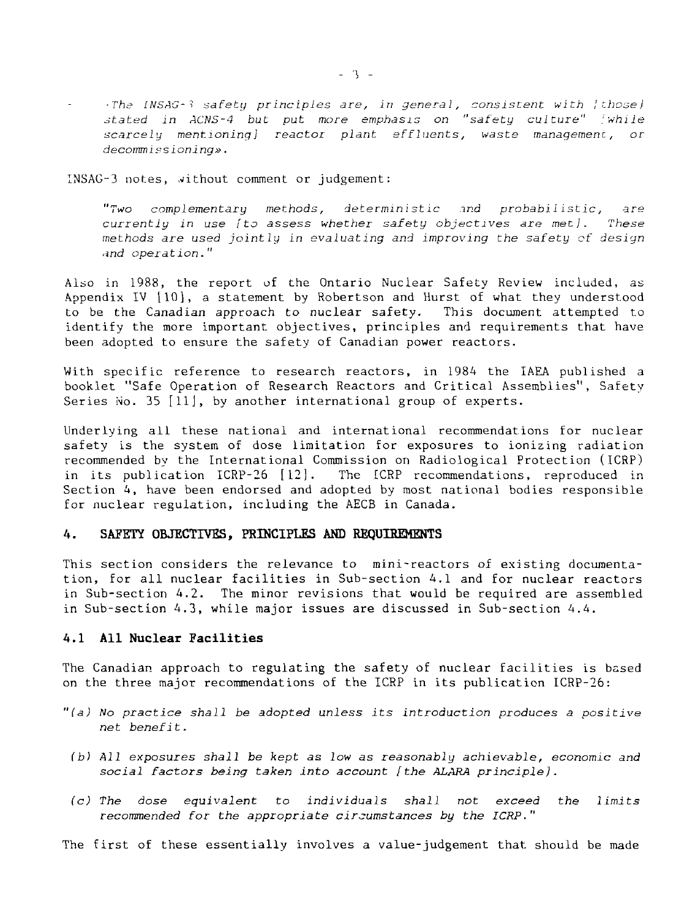- *«The INSAG-3 safety principles are, in general, consistent with [those] stated in ACNS-4 but put more emphasis on "safety culture" [while scarcely mentioning] reactor plant effluents, waste management, or decommissioning».*

INSAG-3 notes, without comment or judgement:

> *"Two complementary methods, deterministic and probabilistic, are currently in use [to assess whether safety objectives are met]. These methods are used jointly in evaluating and improving the safety of design and operation."*

Also in 1988, the report of the Ontario Nuclear Safety Review included, as Appendix IV [10], a statement by Robertson and Hurst of what they understood to be the Canadian approach to nuclear safety. This document attempted to identify the more important objectives, principles and requirements that have been adopted to ensure the safety of Canadian power reactors.

With specific reference to research reactors, in 1984 the IAEA published a booklet "Safe Operation of Research Reactors and Critical Assemblies", Safety Series No. 35 [11], by another international group of experts.

Underlying all these national and international recommendations for nuclear safety is the system of dose limitation for exposures to ionizing radiation recommended by the International Commission on Radiological Protection (ICRP) in its publication ICRP-26 [12]. The ICRP recommendations, reproduced in Section 4, have been endorsed and adopted by most national bodies responsible for nuclear regulation, including the AECB in Canada.

## 4. SAFETY OBJECTIVES, PRINCIPLES AND REQUIREMENTS

This section considers the relevance to mini-reactors of existing documentation, for all nuclear facilities in Sub-section 4.1 and for nuclear reactors in Sub-section 4.2. The minor revisions that would be required are assembled in Sub-section 4.3, while major issues are discussed in Sub-section 4.4.

### 4.1 All Nuclear Facilities

The Canadian approach to regulating the safety of nuclear facilities is based on the three major recommendations of the ICRP in its publication ICRP-26:

*"(a) No practice shall be adopted unless its introduction produces a positive net benefit.*

*(b) All exposures shall be kept as low as reasonably achievable, economic and social factors being taken into account [the ALARA principle].*

*(c) The dose equivalent to individuals shall not exceed the limits recommended for the appropriate circumstances by the ICRP."*

The first of these essentially involves a value-judgement that should be made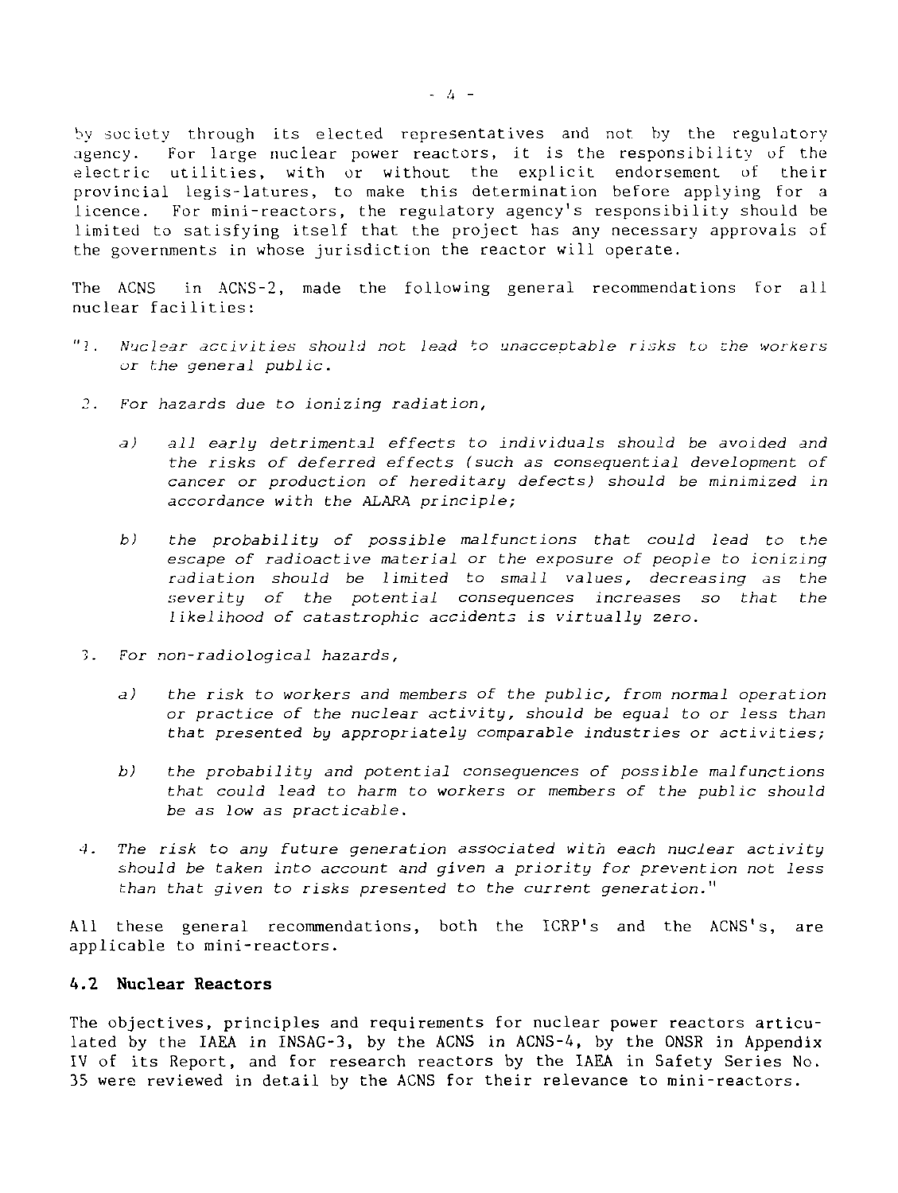by society through its elected representatives and not by the regulatory agency. For large nuclear power reactors, it is the responsibility of the electric utilities, with or without the explicit endorsement of their provincial legis-latures, to make this determination before applying for a licence. For mini-reactors, the regulatory agency's responsibility should be limited to satisfying itself that the project has any necessary approvals of the governments in whose jurisdiction the reactor will operate.

The ACNS in ACNS-2, made the following general recommendations for all nuclear facilities:

"1. *Nuclear activities should not lead to unacceptable risks to the workers or the general public.*

2. *For hazards due to ionizing radiation,*

   a) *all early detrimental effects to individuals should be avoided and the risks of deferred effects (such as consequential development of cancer or production of hereditary defects) should be minimized in accordance with the ALARA principle;*

   b) *the probability of possible malfunctions that could lead to the escape of radioactive material or the exposure of people to ionizing radiation should be limited to small values, decreasing as the severity of the potential consequences increases so that the likelihood of catastrophic accidents is virtually zero.*

3. *For non-radiological hazards,*

   a) *the risk to workers and members of the public, from normal operation or practice of the nuclear activity, should be equal to or less than that presented by appropriately comparable industries or activities;*

   b) *the probability and potential consequences of possible malfunctions that could lead to harm to workers or members of the public should be as low as practicable.*

4. *The risk to any future generation associated with each nuclear activity should be taken into account and given a priority for prevention not less than that given to risks presented to the current generation.*"

All these general recommendations, both the ICRP's and the ACNS's, are applicable to mini-reactors.

### 4.2 Nuclear Reactors

The objectives, principles and requirements for nuclear power reactors articulated by the IAEA in INSAG-3, by the ACNS in ACNS-4, by the ONSR in Appendix IV of its Report, and for research reactors by the IAEA in Safety Series No. 35 were reviewed in detail by the ACNS for their relevance to mini-reactors.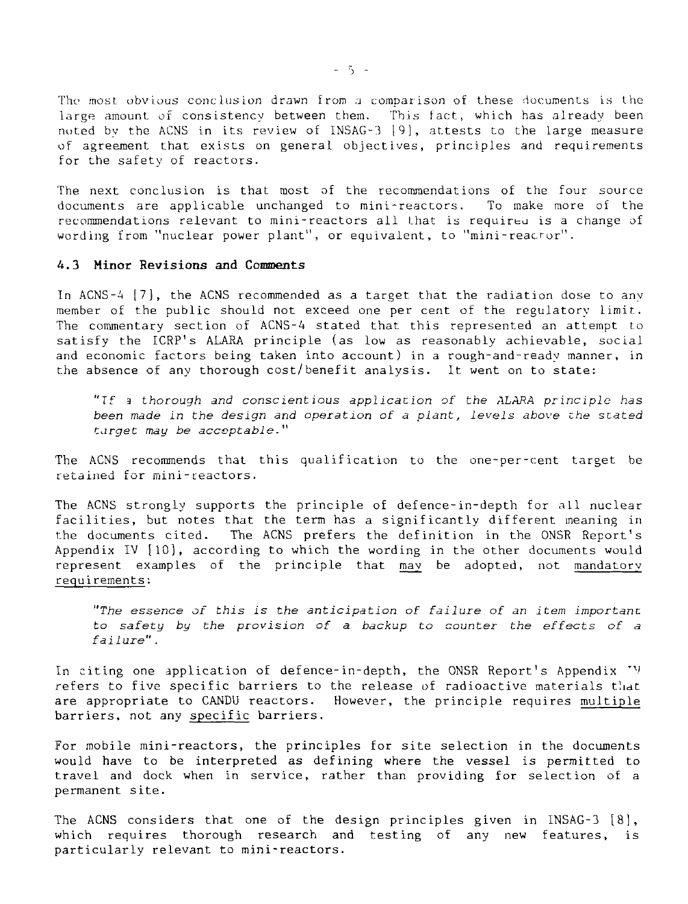The most obvious conclusion drawn from a comparison of these documents is the large amount of consistency between them. This fact, which has already been noted by the ACNS in its review of INSAG-3 [9], attests to the large measure of agreement that exists on general objectives, principles and requirements for the safety of reactors.

The next conclusion is that most of the recommendations of the four source documents are applicable unchanged to mini-reactors. To make more of the recommendations relevant to mini-reactors all that is required is a change of wording from "nuclear power plant", or equivalent, to "mini-reactor".

### 4.3 Minor Revisions and Comments

In ACNS-4 [7], the ACNS recommended as a target that the radiation dose to any member of the public should not exceed one per cent of the regulatory limit. The commentary section of ACNS-4 stated that this represented an attempt to satisfy the ICRP's ALARA principle (as low as reasonably achievable, social and economic factors being taken into account) in a rough-and-ready manner, in the absence of any thorough cost/benefit analysis. It went on to state:

> *"If a thorough and conscientious application of the ALARA principle has been made in the design and operation of a plant, levels above the stated target may be acceptable."*

The ACNS recommends that this qualification to the one-per-cent target be retained for mini-reactors.

The ACNS strongly supports the principle of defence-in-depth for all nuclear facilities, but notes that the term has a significantly different meaning in the documents cited. The ACNS prefers the definition in the ONSR Report's Appendix IV [10], according to which the wording in the other documents would represent examples of the principle that may be adopted, not mandatory requirements:

> *"The essence of this is the anticipation of failure of an item important to safety by the provision of a backup to counter the effects of a failure".*

In citing one application of defence-in-depth, the ONSR Report's Appendix IV refers to five specific barriers to the release of radioactive materials that are appropriate to CANDU reactors. However, the principle requires multiple barriers, not any specific barriers.

For mobile mini-reactors, the principles for site selection in the documents would have to be interpreted as defining where the vessel is permitted to travel and dock when in service, rather than providing for selection of a permanent site.

The ACNS considers that one of the design principles given in INSAG-3 [8], which requires thorough research and testing of any new features, is particularly relevant to mini-reactors.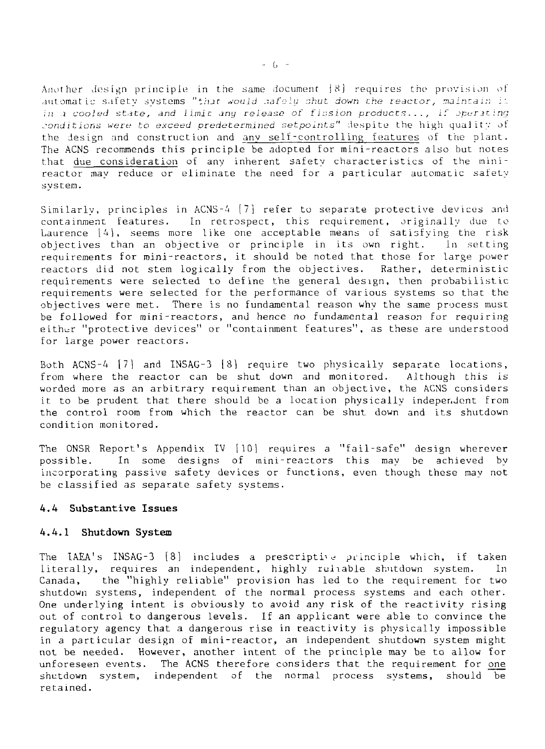Another design principle in the same document [8] requires the provision of automatic safety systems *"that would safely shut down the reactor, maintain it in a cooled state, and limit any release of fission products..., if operating conditions were to exceed predetermined setpoints"* despite the high quality of the design and construction and <u>any self-controlling features</u> of the plant. The ACNS recommends this principle be adopted for mini-reactors also but notes that <u>due consideration</u> of any inherent safety characteristics of the mini-reactor may reduce or eliminate the need for a particular automatic safety system.

Similarly, principles in ACNS-4 [7] refer to separate protective devices and containment features. In retrospect, this requirement, originally due to Laurence [4], seems more like one acceptable means of satisfying the risk objectives than an objective or principle in its own right. In setting requirements for mini-reactors, it should be noted that those for large power reactors did not stem logically from the objectives. Rather, deterministic requirements were selected to define the general design, then probabilistic requirements were selected for the performance of various systems so that the objectives were met. There is no fundamental reason why the same process must be followed for mini-reactors, and hence no fundamental reason for requiring either "protective devices" or "containment features", as these are understood for large power reactors.

Both ACNS-4 [7] and INSAG-3 [8] require two physically separate locations, from where the reactor can be shut down and monitored. Although this is worded more as an arbitrary requirement than an objective, the ACNS considers it to be prudent that there should be a location physically independent from the control room from which the reactor can be shut down and its shutdown condition monitored.

The ONSR Report's Appendix IV [10] requires a "fail-safe" design wherever possible. In some designs of mini-reactors this may be achieved by incorporating passive safety devices or functions, even though these may not be classified as separate safety systems.

### 4.4 Substantive Issues

#### 4.4.1 Shutdown System

The IAEA's INSAG-3 [8] includes a prescriptive principle which, if taken literally, requires an independent, highly reliable shutdown system. In Canada, the "highly reliable" provision has led to the requirement for two shutdown systems, independent of the normal process systems and each other. One underlying intent is obviously to avoid any risk of the reactivity rising out of control to dangerous levels. If an applicant were able to convince the regulatory agency that a dangerous rise in reactivity is physically impossible in a particular design of mini-reactor, an independent shutdown system might not be needed. However, another intent of the principle may be to allow for unforeseen events. The ACNS therefore considers that the requirement for <u>one</u> shutdown system, independent of the normal process systems, should be retained.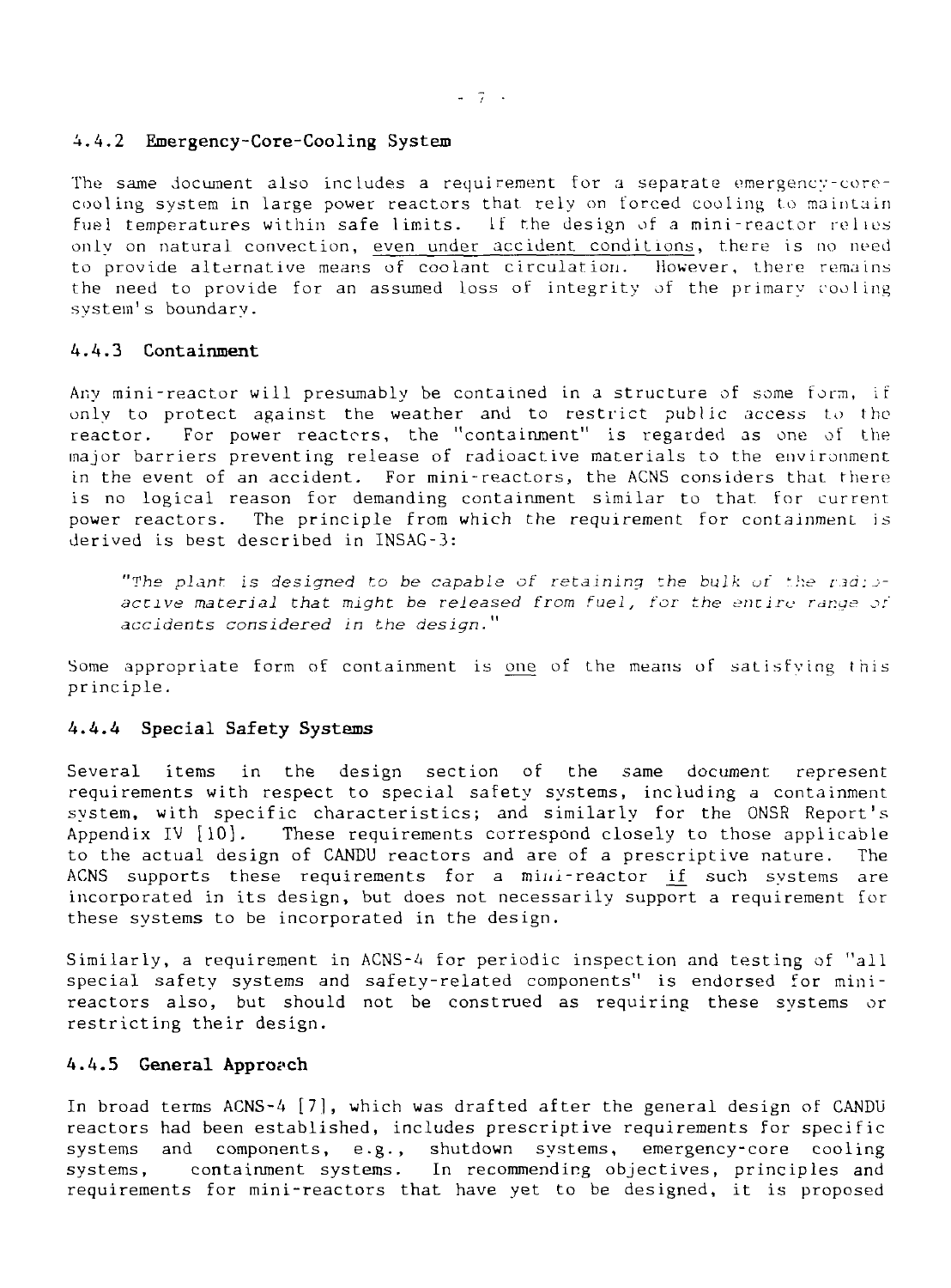### 4.4.2 Emergency-Core-Cooling System

The same document also includes a requirement for a separate emergency-core-cooling system in large power reactors that rely on forced cooling to maintain fuel temperatures within safe limits. If the design of a mini-reactor relies only on natural convection, <u>even under accident conditions</u>, there is no need to provide alternative means of coolant circulation. However, there remains the need to provide for an assumed loss of integrity of the primary cooling system's boundary.

### 4.4.3 Containment

Any mini-reactor will presumably be contained in a structure of some form, if only to protect against the weather and to restrict public access to the reactor. For power reactors, the "containment" is regarded as one of the major barriers preventing release of radioactive materials to the environment in the event of an accident. For mini-reactors, the ACNS considers that there is no logical reason for demanding containment similar to that for current power reactors. The principle from which the requirement for containment is derived is best described in INSAG-3:

> *"The plant is designed to be capable of retaining the bulk of the radioactive material that might be released from fuel, for the entire range of accidents considered in the design."*

Some appropriate form of containment is <u>one</u> of the means of satisfying this principle.

### 4.4.4 Special Safety Systems

Several items in the design section of the same document represent requirements with respect to special safety systems, including a containment system, with specific characteristics; and similarly for the ONSR Report's Appendix IV [10]. These requirements correspond closely to those applicable to the actual design of CANDU reactors and are of a prescriptive nature. The ACNS supports these requirements for a mini-reactor <u>if</u> such systems are incorporated in its design, but does not necessarily support a requirement for these systems to be incorporated in the design.

Similarly, a requirement in ACNS-4 for periodic inspection and testing of "all special safety systems and safety-related components" is endorsed for mini-reactors also, but should not be construed as requiring these systems or restricting their design.

### 4.4.5 General Approach

In broad terms ACNS-4 [7], which was drafted after the general design of CANDU reactors had been established, includes prescriptive requirements for specific systems and components, e.g., shutdown systems, emergency-core cooling systems, containment systems. In recommending objectives, principles and requirements for mini-reactors that have yet to be designed, it is proposed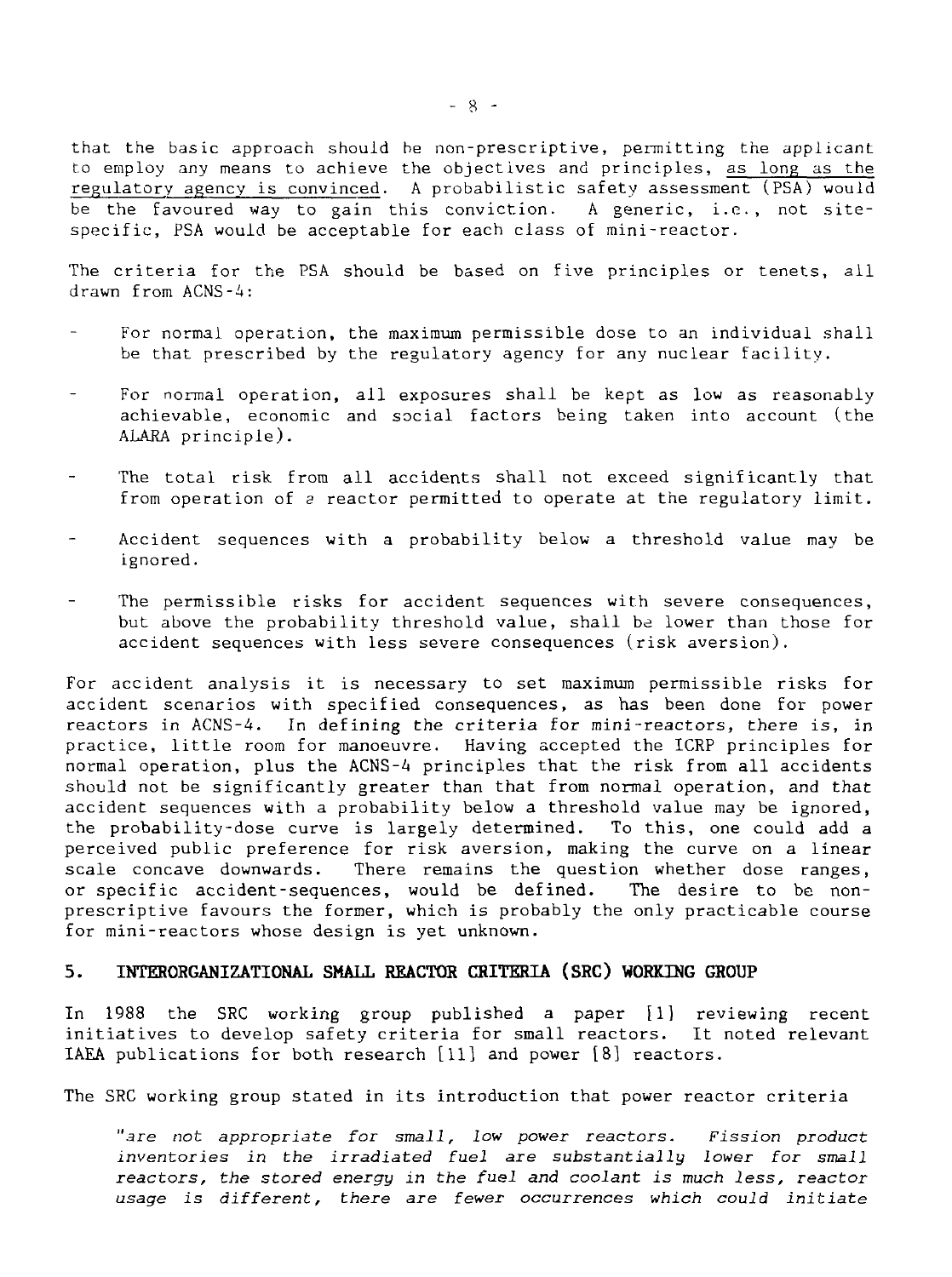that the basic approach should be non-prescriptive, permitting the applicant to employ any means to achieve the objectives and principles, as long as the regulatory agency is convinced. A probabilistic safety assessment (PSA) would be the favoured way to gain this conviction. A generic, i.e., not site-specific, PSA would be acceptable for each class of mini-reactor.

The criteria for the PSA should be based on five principles or tenets, all drawn from ACNS-4:

- For normal operation, the maximum permissible dose to an individual shall be that prescribed by the regulatory agency for any nuclear facility.
- For normal operation, all exposures shall be kept as low as reasonably achievable, economic and social factors being taken into account (the ALARA principle).
- The total risk from all accidents shall not exceed significantly that from operation of a reactor permitted to operate at the regulatory limit.
- Accident sequences with a probability below a threshold value may be ignored.
- The permissible risks for accident sequences with severe consequences, but above the probability threshold value, shall be lower than those for accident sequences with less severe consequences (risk aversion).

For accident analysis it is necessary to set maximum permissible risks for accident scenarios with specified consequences, as has been done for power reactors in ACNS-4. In defining the criteria for mini-reactors, there is, in practice, little room for manoeuvre. Having accepted the ICRP principles for normal operation, plus the ACNS-4 principles that the risk from all accidents should not be significantly greater than that from normal operation, and that accident sequences with a probability below a threshold value may be ignored, the probability-dose curve is largely determined. To this, one could add a perceived public preference for risk aversion, making the curve on a linear scale concave downwards. There remains the question whether dose ranges, or specific accident-sequences, would be defined. The desire to be non-prescriptive favours the former, which is probably the only practicable course for mini-reactors whose design is yet unknown.

## 5. INTERORGANIZATIONAL SMALL REACTOR CRITERIA (SRC) WORKING GROUP

In 1988 the SRC working group published a paper [1] reviewing recent initiatives to develop safety criteria for small reactors. It noted relevant IAEA publications for both research [11] and power [8] reactors.

The SRC working group stated in its introduction that power reactor criteria

> *"are not appropriate for small, low power reactors. Fission product inventories in the irradiated fuel are substantially lower for small reactors, the stored energy in the fuel and coolant is much less, reactor usage is different, there are fewer occurrences which could initiate*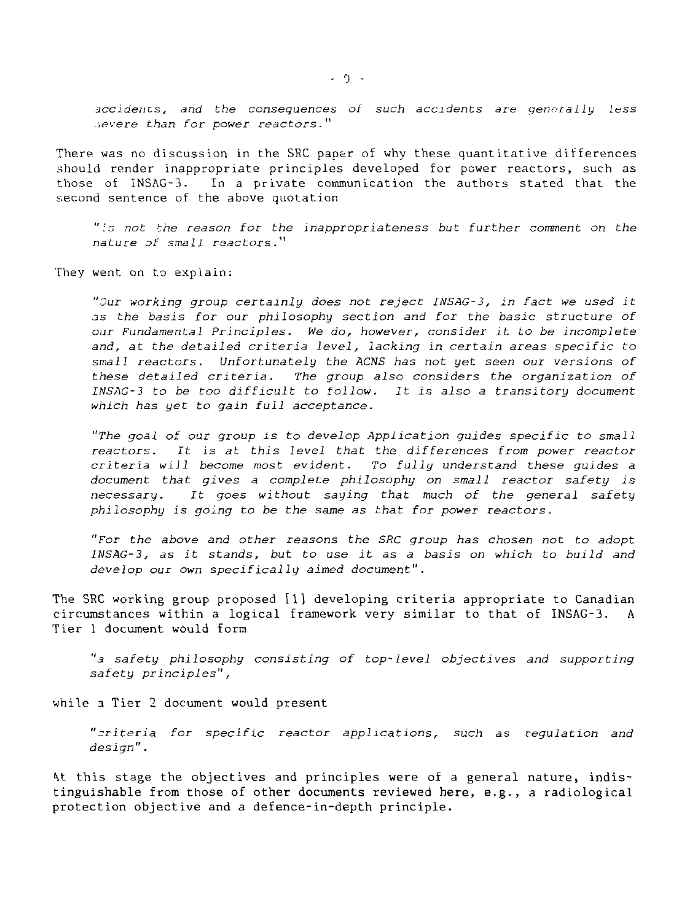*accidents, and the consequences of such accidents are generally less severe than for power reactors."*

There was no discussion in the SRC paper of why these quantitative differences should render inappropriate principles developed for power reactors, such as those of INSAG-3. In a private communication the authors stated that the second sentence of the above quotation

> *"is not the reason for the inappropriateness but further comment on the nature of small reactors."*

They went on to explain:

> *"Our working group certainly does not reject INSAG-3, in fact we used it as the basis for our philosophy section and for the basic structure of our Fundamental Principles. We do, however, consider it to be incomplete and, at the detailed criteria level, lacking in certain areas specific to small reactors. Unfortunately the ACNS has not yet seen our versions of these detailed criteria. The group also considers the organization of INSAG-3 to be too difficult to follow. It is also a transitory document which has yet to gain full acceptance.*
>
> *"The goal of our group is to develop Application guides specific to small reactors. It is at this level that the differences from power reactor criteria will become most evident. To fully understand these guides a document that gives a complete philosophy on small reactor safety is necessary. It goes without saying that much of the general safety philosophy is going to be the same as that for power reactors.*
>
> *"For the above and other reasons the SRC group has chosen not to adopt INSAG-3, as it stands, but to use it as a basis on which to build and develop our own specifically aimed document".*

The SRC working group proposed [1] developing criteria appropriate to Canadian circumstances within a logical framework very similar to that of INSAG-3. A Tier 1 document would form

> *"a safety philosophy consisting of top-level objectives and supporting safety principles",*

while a Tier 2 document would present

> *"criteria for specific reactor applications, such as regulation and design".*

At this stage the objectives and principles were of a general nature, indistinguishable from those of other documents reviewed here, e.g., a radiological protection objective and a defence-in-depth principle.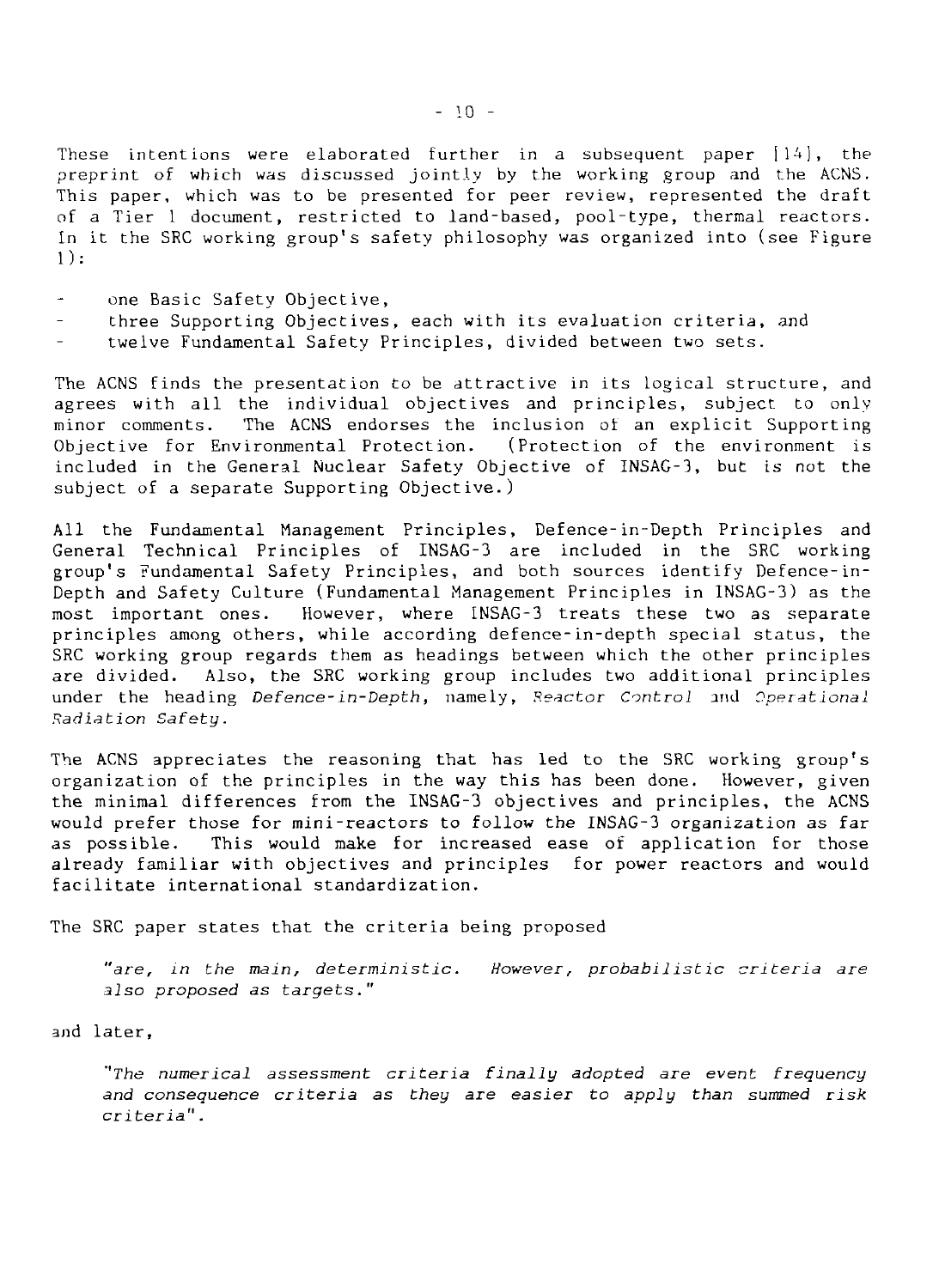These intentions were elaborated further in a subsequent paper [14], the preprint of which was discussed jointly by the working group and the ACNS. This paper, which was to be presented for peer review, represented the draft of a Tier 1 document, restricted to land-based, pool-type, thermal reactors. In it the SRC working group's safety philosophy was organized into (see Figure 1):

- one Basic Safety Objective,
- three Supporting Objectives, each with its evaluation criteria, and
- twelve Fundamental Safety Principles, divided between two sets.

The ACNS finds the presentation to be attractive in its logical structure, and agrees with all the individual objectives and principles, subject to only minor comments. The ACNS endorses the inclusion of an explicit Supporting Objective for Environmental Protection. (Protection of the environment is included in the General Nuclear Safety Objective of INSAG-3, but is not the subject of a separate Supporting Objective.)

All the Fundamental Management Principles, Defence-in-Depth Principles and General Technical Principles of INSAG-3 are included in the SRC working group's Fundamental Safety Principles, and both sources identify Defence-in-Depth and Safety Culture (Fundamental Management Principles in INSAG-3) as the most important ones. However, where INSAG-3 treats these two as separate principles among others, while according defence-in-depth special status, the SRC working group regards them as headings between which the other principles are divided. Also, the SRC working group includes two additional principles under the heading *Defence-in-Depth*, namely, *Reactor Control* and *Operational Radiation Safety*.

The ACNS appreciates the reasoning that has led to the SRC working group's organization of the principles in the way this has been done. However, given the minimal differences from the INSAG-3 objectives and principles, the ACNS would prefer those for mini-reactors to follow the INSAG-3 organization as far as possible. This would make for increased ease of application for those already familiar with objectives and principles for power reactors and would facilitate international standardization.

The SRC paper states that the criteria being proposed

> *"are, in the main, deterministic. However, probabilistic criteria are also proposed as targets."*

and later,

> *"The numerical assessment criteria finally adopted are event frequency and consequence criteria as they are easier to apply than summed risk criteria".*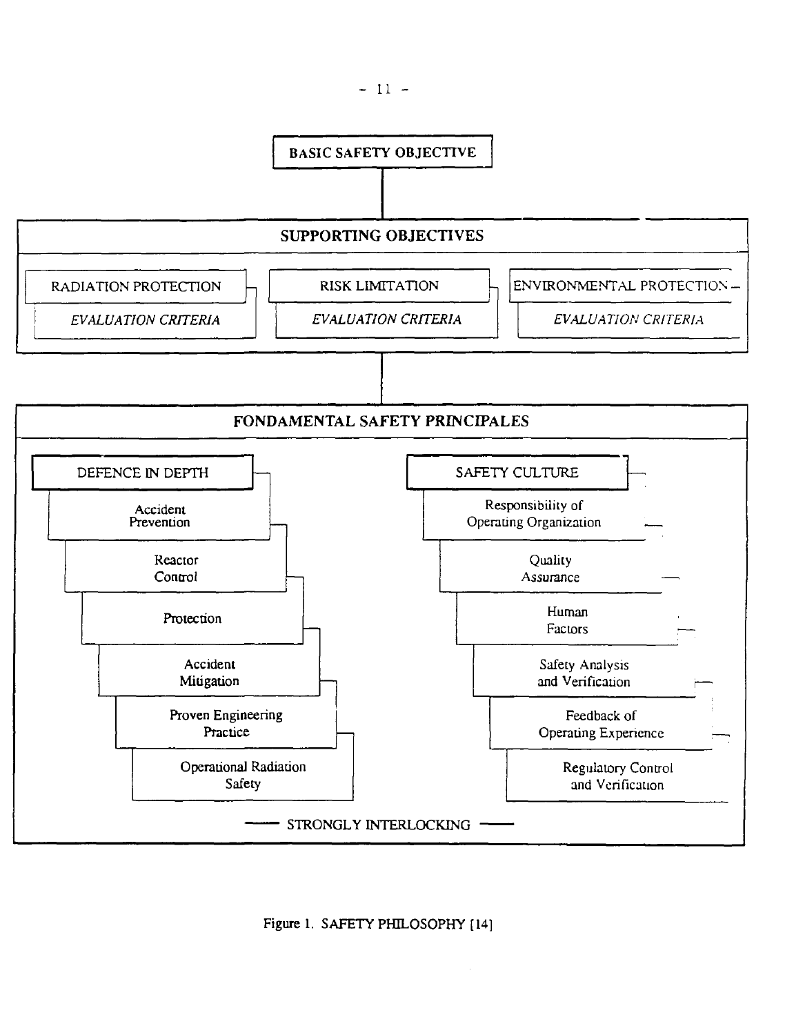**BASIC SAFETY OBJECTIVE**

**SUPPORTING OBJECTIVES**

- RADIATION PROTECTION
  - *EVALUATION CRITERIA*
- RISK LIMITATION
  - *EVALUATION CRITERIA*
- ENVIRONMENTAL PROTECTION
  - *EVALUATION CRITERIA*

**FONDAMENTAL SAFETY PRINCIPALES**

DEFENCE IN DEPTH

- Accident Prevention
- Reactor Control
- Protection
- Accident Mitigation
- Proven Engineering Practice
- Operational Radiation Safety

SAFETY CULTURE

- Responsibility of Operating Organization
- Quality Assurance
- Human Factors
- Safety Analysis and Verification
- Feedback of Operating Experience
- Regulatory Control and Verification

— STRONGLY INTERLOCKING —

Figure 1. SAFETY PHILOSOPHY [14]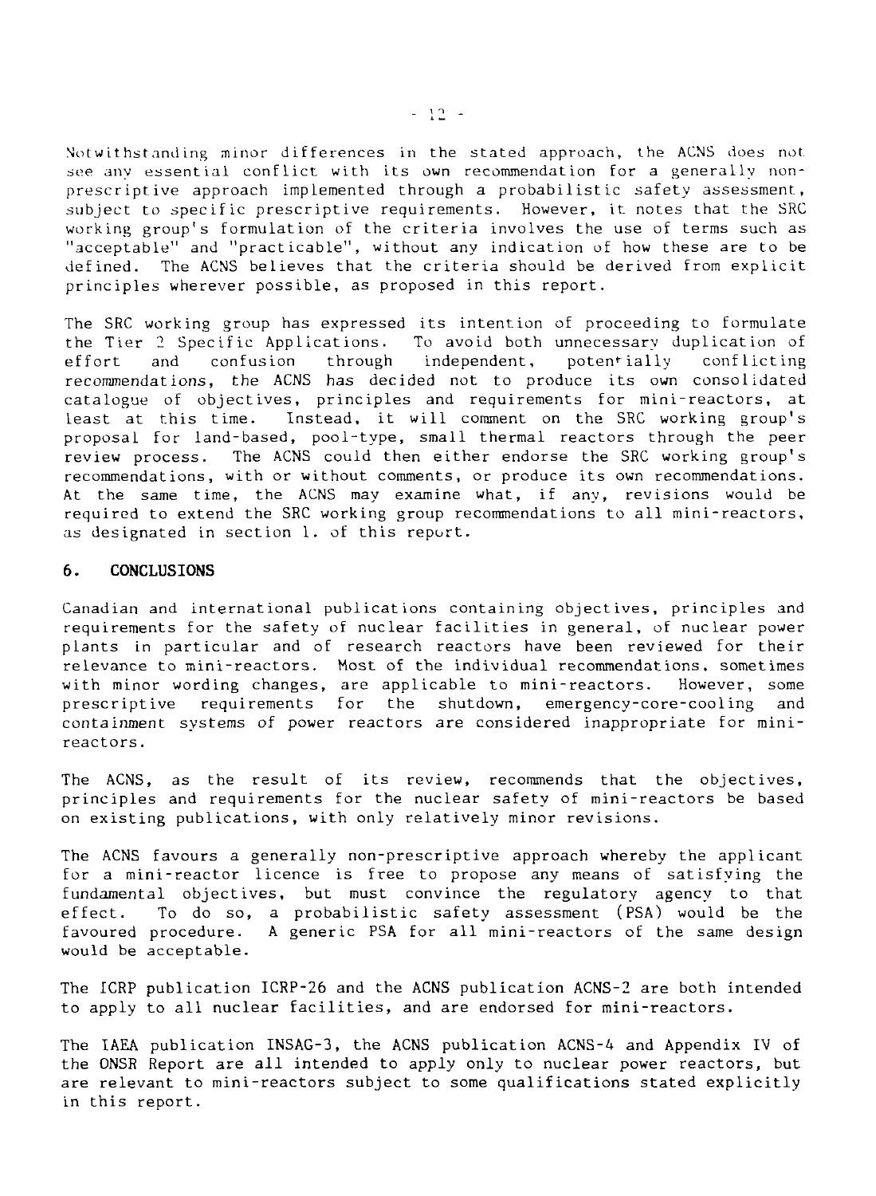Notwithstanding minor differences in the stated approach, the ACNS does not see any essential conflict with its own recommendation for a generally non-prescriptive approach implemented through a probabilistic safety assessment, subject to specific prescriptive requirements. However, it notes that the SRC working group's formulation of the criteria involves the use of terms such as "acceptable" and "practicable", without any indication of how these are to be defined. The ACNS believes that the criteria should be derived from explicit principles wherever possible, as proposed in this report.

The SRC working group has expressed its intention of proceeding to formulate the Tier 2 Specific Applications. To avoid both unnecessary duplication of effort and confusion through independent, potentially conflicting recommendations, the ACNS has decided not to produce its own consolidated catalogue of objectives, principles and requirements for mini-reactors, at least at this time. Instead, it will comment on the SRC working group's proposal for land-based, pool-type, small thermal reactors through the peer review process. The ACNS could then either endorse the SRC working group's recommendations, with or without comments, or produce its own recommendations. At the same time, the ACNS may examine what, if any, revisions would be required to extend the SRC working group recommendations to all mini-reactors, as designated in section 1. of this report.

## 6. CONCLUSIONS

Canadian and international publications containing objectives, principles and requirements for the safety of nuclear facilities in general, of nuclear power plants in particular and of research reactors have been reviewed for their relevance to mini-reactors. Most of the individual recommendations, sometimes with minor wording changes, are applicable to mini-reactors. However, some prescriptive requirements for the shutdown, emergency-core-cooling and containment systems of power reactors are considered inappropriate for mini-reactors.

The ACNS, as the result of its review, recommends that the objectives, principles and requirements for the nuclear safety of mini-reactors be based on existing publications, with only relatively minor revisions.

The ACNS favours a generally non-prescriptive approach whereby the applicant for a mini-reactor licence is free to propose any means of satisfying the fundamental objectives, but must convince the regulatory agency to that effect. To do so, a probabilistic safety assessment (PSA) would be the favoured procedure. A generic PSA for all mini-reactors of the same design would be acceptable.

The ICRP publication ICRP-26 and the ACNS publication ACNS-2 are both intended to apply to all nuclear facilities, and are endorsed for mini-reactors.

The IAEA publication INSAG-3, the ACNS publication ACNS-4 and Appendix IV of the ONSR Report are all intended to apply only to nuclear power reactors, but are relevant to mini-reactors subject to some qualifications stated explicitly in this report.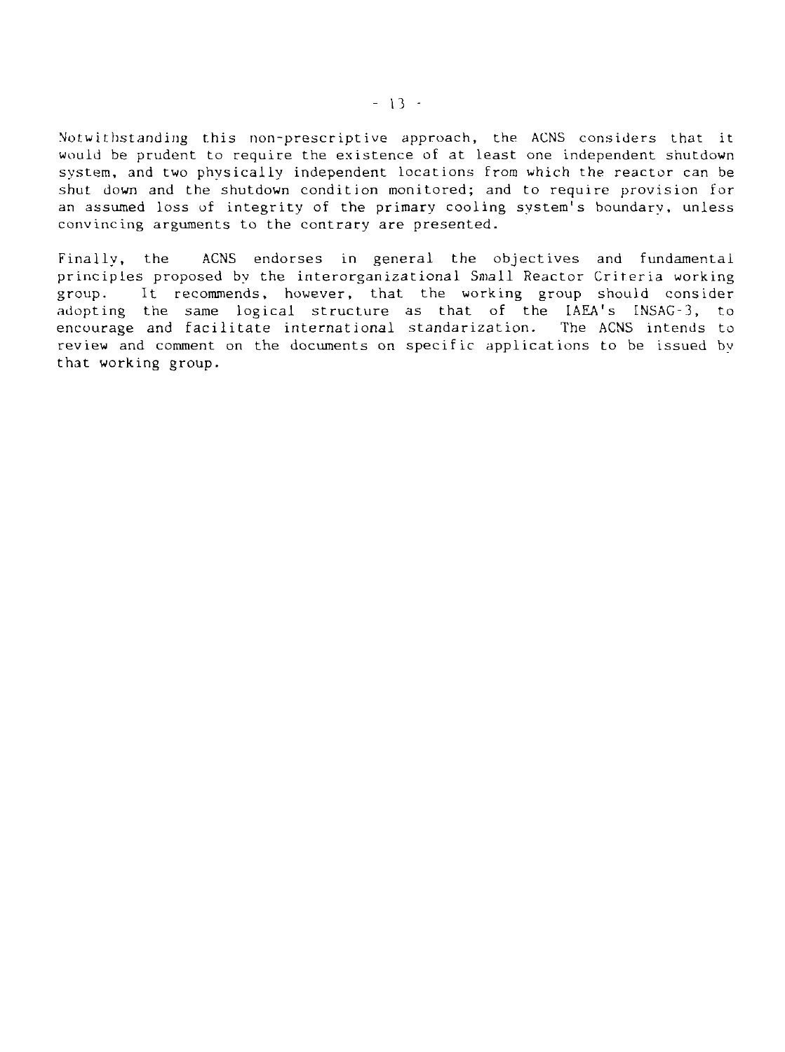Notwithstanding this non-prescriptive approach, the ACNS considers that it would be prudent to require the existence of at least one independent shutdown system, and two physically independent locations from which the reactor can be shut down and the shutdown condition monitored; and to require provision for an assumed loss of integrity of the primary cooling system's boundary, unless convincing arguments to the contrary are presented.

Finally, the ACNS endorses in general the objectives and fundamental principles proposed by the interorganizational Small Reactor Criteria working group. It recommends, however, that the working group should consider adopting the same logical structure as that of the IAEA's INSAG-3, to encourage and facilitate international standarization. The ACNS intends to review and comment on the documents on specific applications to be issued by that working group.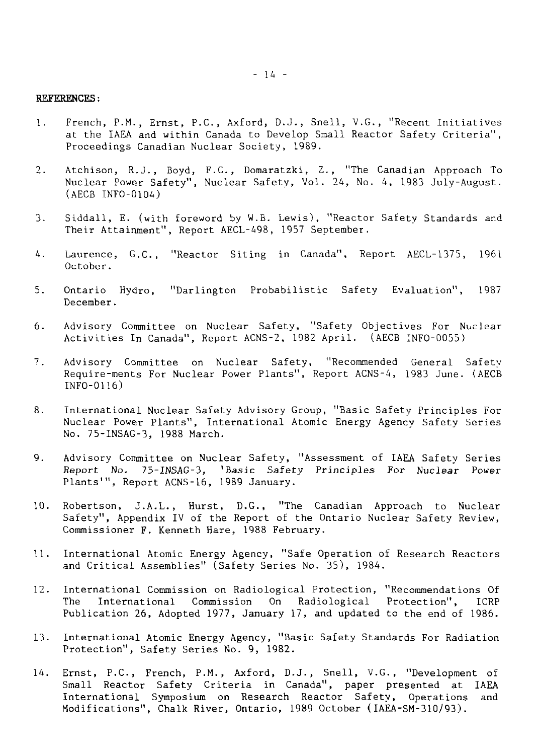**REFERENCES:**

1. French, P.M., Ernst, P.C., Axford, D.J., Snell, V.G., "Recent Initiatives at the IAEA and within Canada to Develop Small Reactor Safety Criteria", Proceedings Canadian Nuclear Society, 1989.

2. Atchison, R.J., Boyd, F.C., Domaratzki, Z., "The Canadian Approach To Nuclear Power Safety", Nuclear Safety, Vol. 24, No. 4, 1983 July-August. (AECB INFO-0104)

3. Siddall, E. (with foreword by W.B. Lewis), "Reactor Safety Standards and Their Attainment", Report AECL-498, 1957 September.

4. Laurence, G.C., "Reactor Siting in Canada", Report AECL-1375, 1961 October.

5. Ontario Hydro, "Darlington Probabilistic Safety Evaluation", 1987 December.

6. Advisory Committee on Nuclear Safety, "Safety Objectives For Nuclear Activities In Canada", Report ACNS-2, 1982 April. (AECB INFO-0055)

7. Advisory Committee on Nuclear Safety, "Recommended General Safety Require-ments For Nuclear Power Plants", Report ACNS-4, 1983 June. (AECB INFO-0116)

8. International Nuclear Safety Advisory Group, "Basic Safety Principles For Nuclear Power Plants", International Atomic Energy Agency Safety Series No. 75-INSAG-3, 1988 March.

9. Advisory Committee on Nuclear Safety, "Assessment of IAEA Safety Series *Report No. 75-INSAG-3, 'Basic Safety Principles For Nuclear Power* Plants'", Report ACNS-16, 1989 January.

10. Robertson, J.A.L., Hurst, D.G., "The Canadian Approach to Nuclear Safety", Appendix IV of the Report of the Ontario Nuclear Safety Review, Commissioner F. Kenneth Hare, 1988 February.

11. International Atomic Energy Agency, "Safe Operation of Research Reactors and Critical Assemblies" (Safety Series No. 35), 1984.

12. International Commission on Radiological Protection, "Recommendations Of The International Commission On Radiological Protection", ICRP Publication 26, Adopted 1977, January 17, and updated to the end of 1986.

13. International Atomic Energy Agency, "Basic Safety Standards For Radiation Protection", Safety Series No. 9, 1982.

14. Ernst, P.C., French, P.M., Axford, D.J., Snell, V.G., "Development of Small Reactor Safety Criteria in Canada", paper presented at IAEA International Symposium on Research Reactor Safety, Operations and Modifications", Chalk River, Ontario, 1989 October (IAEA-SM-310/93).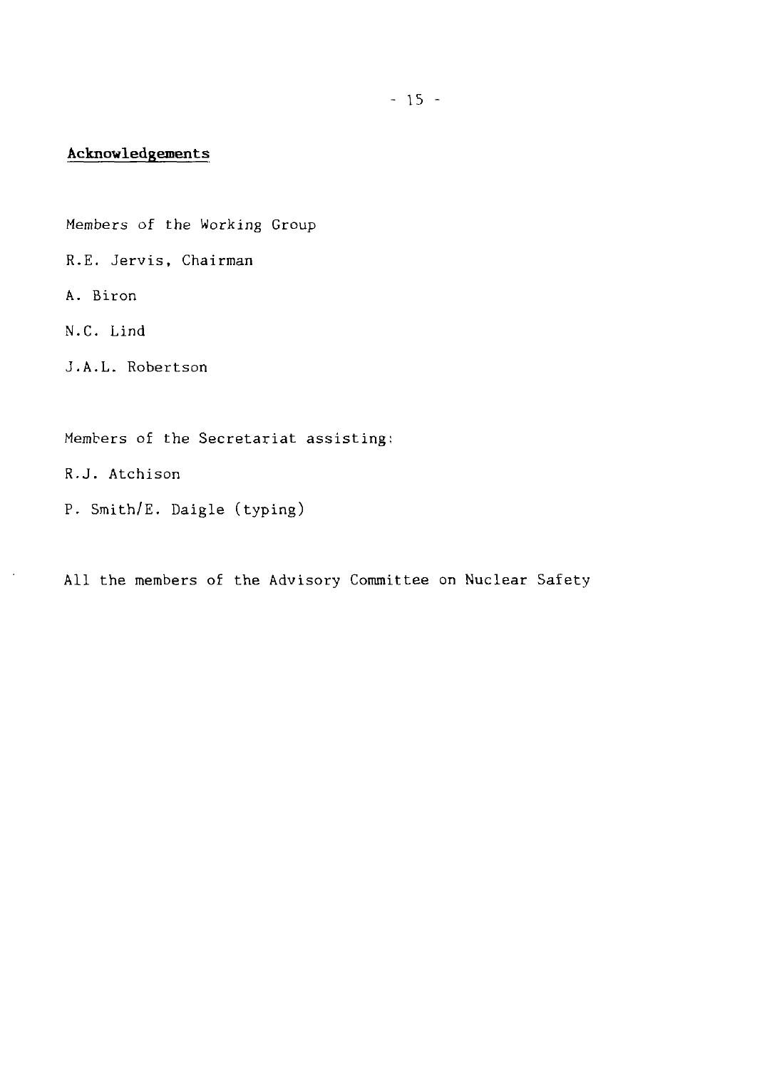## Acknowledgements

Members of the Working Group

R.E. Jervis, Chairman

A. Biron

N.C. Lind

J.A.L. Robertson

Members of the Secretariat assisting:

R.J. Atchison

P. Smith/E. Daigle (typing)

All the members of the Advisory Committee on Nuclear Safety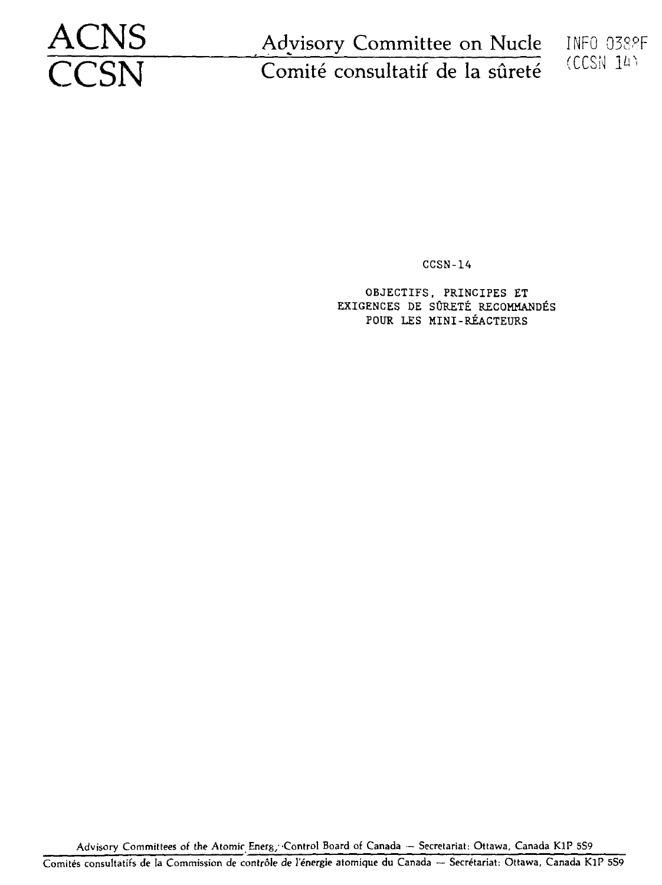ACNS
CCSN

Advisory Committee on Nucle
Comité consultatif de la sûreté

INFO 0388F
(CCSN 14)

CCSN-14

# OBJECTIFS, PRINCIPES ET EXIGENCES DE SÛRETÉ RECOMMANDÉS POUR LES MINI-RÉACTEURS

Advisory Committees of the Atomic Energy Control Board of Canada — Secretariat: Ottawa, Canada K1P 5S9

Comités consultatifs de la Commission de contrôle de l'énergie atomique du Canada — Secrétariat: Ottawa, Canada K1P 5S9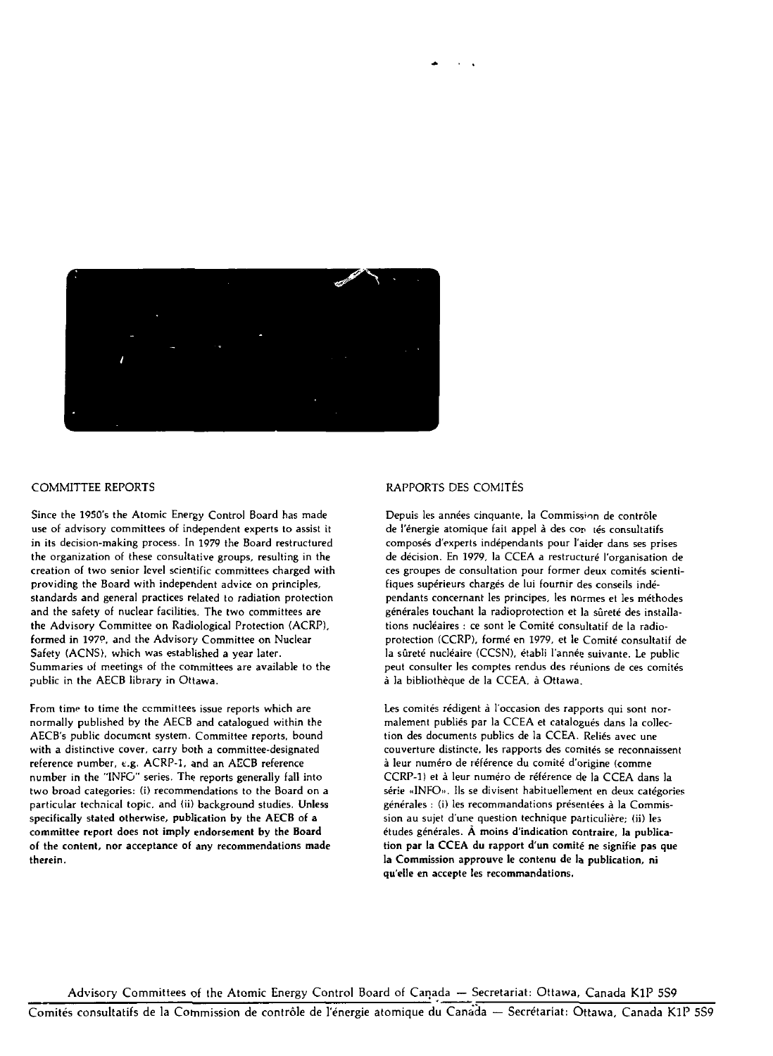## COMMITTEE REPORTS

Since the 1950's the Atomic Energy Control Board has made use of advisory committees of independent experts to assist it in its decision-making process. In 1979 the Board restructured the organization of these consultative groups, resulting in the creation of two senior level scientific committees charged with providing the Board with independent advice on principles, standards and general practices related to radiation protection and the safety of nuclear facilities. The two committees are the Advisory Committee on Radiological Protection (ACRP), formed in 1979, and the Advisory Committee on Nuclear Safety (ACNS), which was established a year later. Summaries of meetings of the committees are available to the public in the AECB library in Ottawa.

From time to time the committees issue reports which are normally published by the AECB and catalogued within the AECB's public document system. Committee reports, bound with a distinctive cover, carry both a committee-designated reference number, e.g. ACRP-1, and an AECB reference number in the "INFO" series. The reports generally fall into two broad categories: (i) recommendations to the Board on a particular technical topic, and (ii) background studies. **Unless specifically stated otherwise, publication by the AECB of a committee report does not imply endorsement by the Board of the content, nor acceptance of any recommendations made therein.**

## RAPPORTS DES COMITÉS

Depuis les années cinquante, la Commission de contrôle de l'énergie atomique fait appel à des comités consultatifs composés d'experts indépendants pour l'aider dans ses prises de décision. En 1979, la CCEA a restructuré l'organisation de ces groupes de consultation pour former deux comités scientifiques supérieurs chargés de lui fournir des conseils indépendants concernant les principes, les normes et les méthodes générales touchant la radioprotection et la sûreté des installations nucléaires : ce sont le Comité consultatif de la radioprotection (CCRP), formé en 1979, et le Comité consultatif de la sûreté nucléaire (CCSN), établi l'année suivante. Le public peut consulter les comptes rendus des réunions de ces comités à la bibliothèque de la CCEA, à Ottawa.

Les comités rédigent à l'occasion des rapports qui sont normalement publiés par la CCEA et catalogués dans la collection des documents publics de la CCEA. Reliés avec une couverture distincte, les rapports des comités se reconnaissent à leur numéro de référence du comité d'origine (comme CCRP-1) et à leur numéro de référence de la CCEA dans la série «INFO». Ils se divisent habituellement en deux catégories générales : (i) les recommandations présentées à la Commission au sujet d'une question technique particulière; (ii) les études générales. **À moins d'indication contraire, la publication par la CCEA du rapport d'un comité ne signifie pas que la Commission approuve le contenu de la publication, ni qu'elle en accepte les recommandations.**

Advisory Committees of the Atomic Energy Control Board of Canada — Secretariat: Ottawa, Canada K1P 5S9

Comités consultatifs de la Commission de contrôle de l'énergie atomique du Canada — Secrétariat: Ottawa, Canada K1P 5S9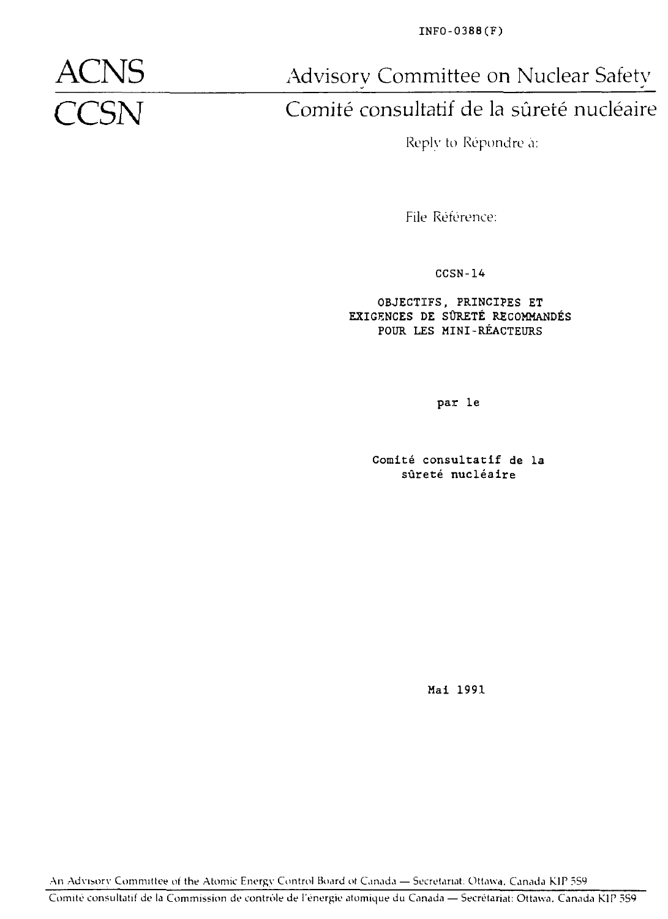INFO-0388(F)

# ACNS
# CCSN

Advisory Committee on Nuclear Safety

Comité consultatif de la sûreté nucléaire

Reply to Répondre à:

File Référence:

CCSN-14

## OBJECTIFS, PRINCIPES ET EXIGENCES DE SÛRETÉ RECOMMANDÉS POUR LES MINI-RÉACTEURS

par le

**Comité consultatif de la sûreté nucléaire**

Mai 1991

An Advisory Committee of the Atomic Energy Control Board of Canada — Secretariat: Ottawa, Canada K1P 5S9

Comité consultatif de la Commission de contrôle de l'énergie atomique du Canada — Secrétariat: Ottawa, Canada K1P 5S9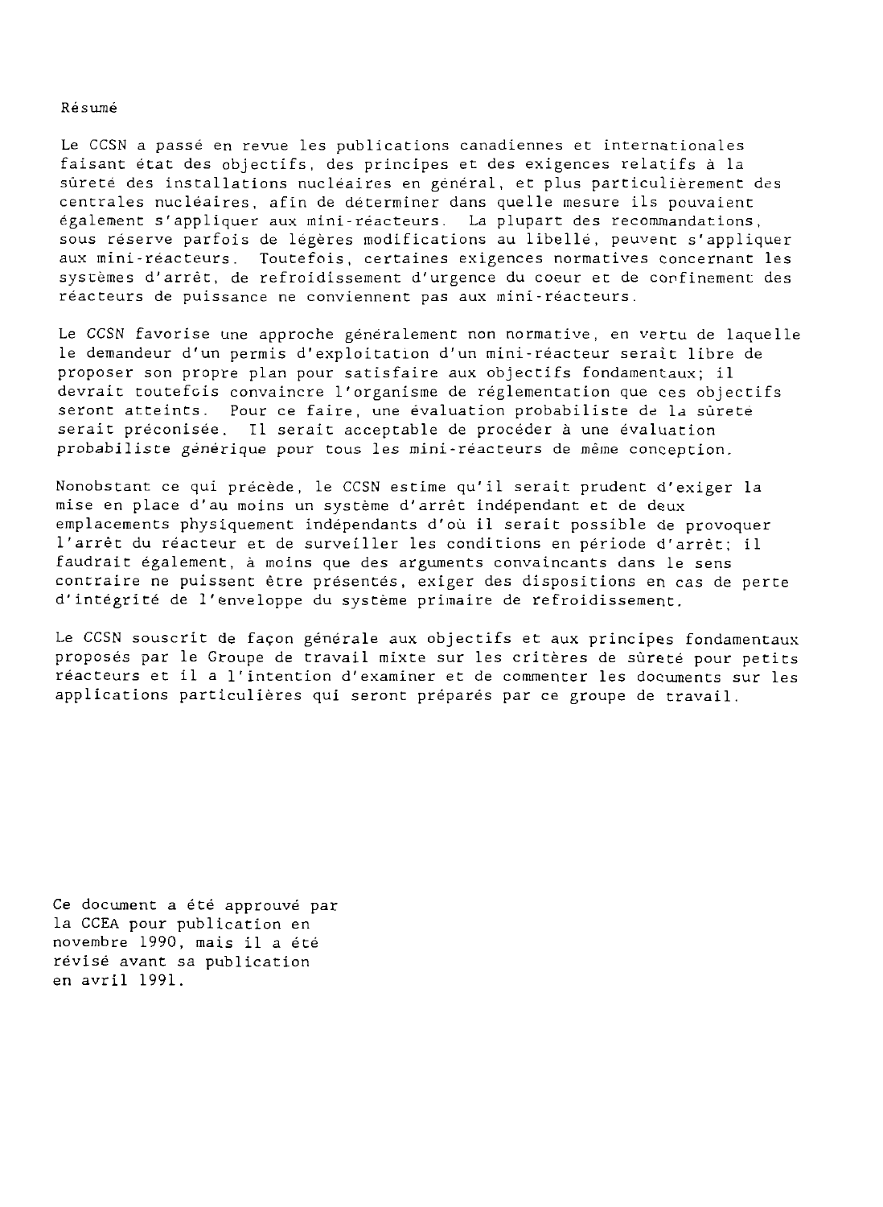Résumé

Le CCSN a passé en revue les publications canadiennes et internationales faisant état des objectifs, des principes et des exigences relatifs à la sûreté des installations nucléaires en général, et plus particulièrement des centrales nucléaires, afin de déterminer dans quelle mesure ils pouvaient également s'appliquer aux mini-réacteurs. La plupart des recommandations, sous réserve parfois de légères modifications au libellé, peuvent s'appliquer aux mini-réacteurs. Toutefois, certaines exigences normatives concernant les systèmes d'arrêt, de refroidissement d'urgence du coeur et de confinement des réacteurs de puissance ne conviennent pas aux mini-réacteurs.

Le CCSN favorise une approche généralement non normative, en vertu de laquelle le demandeur d'un permis d'exploitation d'un mini-réacteur serait libre de proposer son propre plan pour satisfaire aux objectifs fondamentaux; il devrait toutefois convaincre l'organisme de réglementation que ces objectifs seront atteints. Pour ce faire, une évaluation probabiliste de la sûreté serait préconisée. Il serait acceptable de procéder à une évaluation probabiliste générique pour tous les mini-réacteurs de même conception.

Nonobstant ce qui précède, le CCSN estime qu'il serait prudent d'exiger la mise en place d'au moins un système d'arrêt indépendant et de deux emplacements physiquement indépendants d'où il serait possible de provoquer l'arrêt du réacteur et de surveiller les conditions en période d'arrêt; il faudrait également, à moins que des arguments convaincants dans le sens contraire ne puissent être présentés, exiger des dispositions en cas de perte d'intégrité de l'enveloppe du système primaire de refroidissement.

Le CCSN souscrit de façon générale aux objectifs et aux principes fondamentaux proposés par le Groupe de travail mixte sur les critères de sûreté pour petits réacteurs et il a l'intention d'examiner et de commenter les documents sur les applications particulières qui seront préparés par ce groupe de travail.

Ce document a été approuvé par la CCEA pour publication en novembre 1990, mais il a été révisé avant sa publication en avril 1991.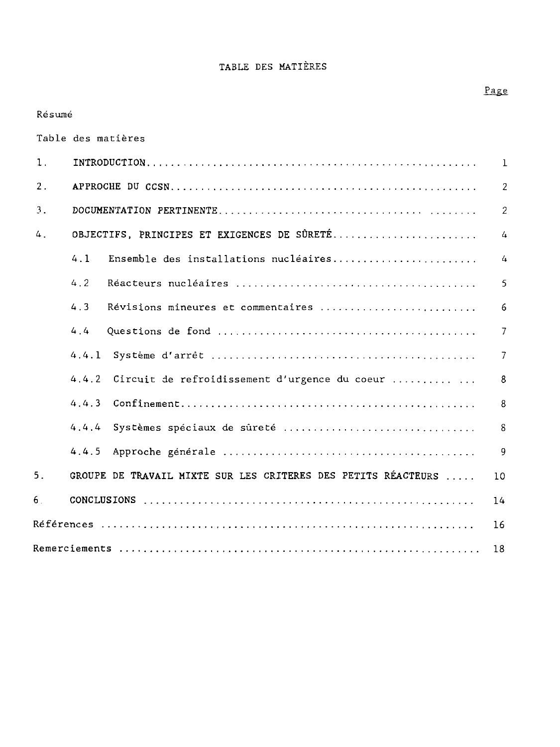# TABLE DES MATIÈRES

| | | Page |
|---|---|---|
| Résumé | | |
| Table des matières | | |
| 1. | INTRODUCTION | 1 |
| 2. | APPROCHE DU CCSN | 2 |
| 3. | DOCUMENTATION PERTINENTE | 2 |
| 4. | OBJECTIFS, PRINCIPES ET EXIGENCES DE SÛRETÉ | 4 |
| | 4.1 Ensemble des installations nucléaires | 4 |
| | 4.2 Réacteurs nucléaires | 5 |
| | 4.3 Révisions mineures et commentaires | 6 |
| | 4.4 Questions de fond | 7 |
| | 4.4.1 Système d'arrêt | 7 |
| | 4.4.2 Circuit de refroidissement d'urgence du coeur | 8 |
| | 4.4.3 Confinement | 8 |
| | 4.4.4 Systèmes spéciaux de sûreté | 8 |
| | 4.4.5 Approche générale | 9 |
| 5. | GROUPE DE TRAVAIL MIXTE SUR LES CRITERES DES PETITS RÉACTEURS | 10 |
| 6. | CONCLUSIONS | 14 |
| Références | | 16 |
| Remerciements | | 18 |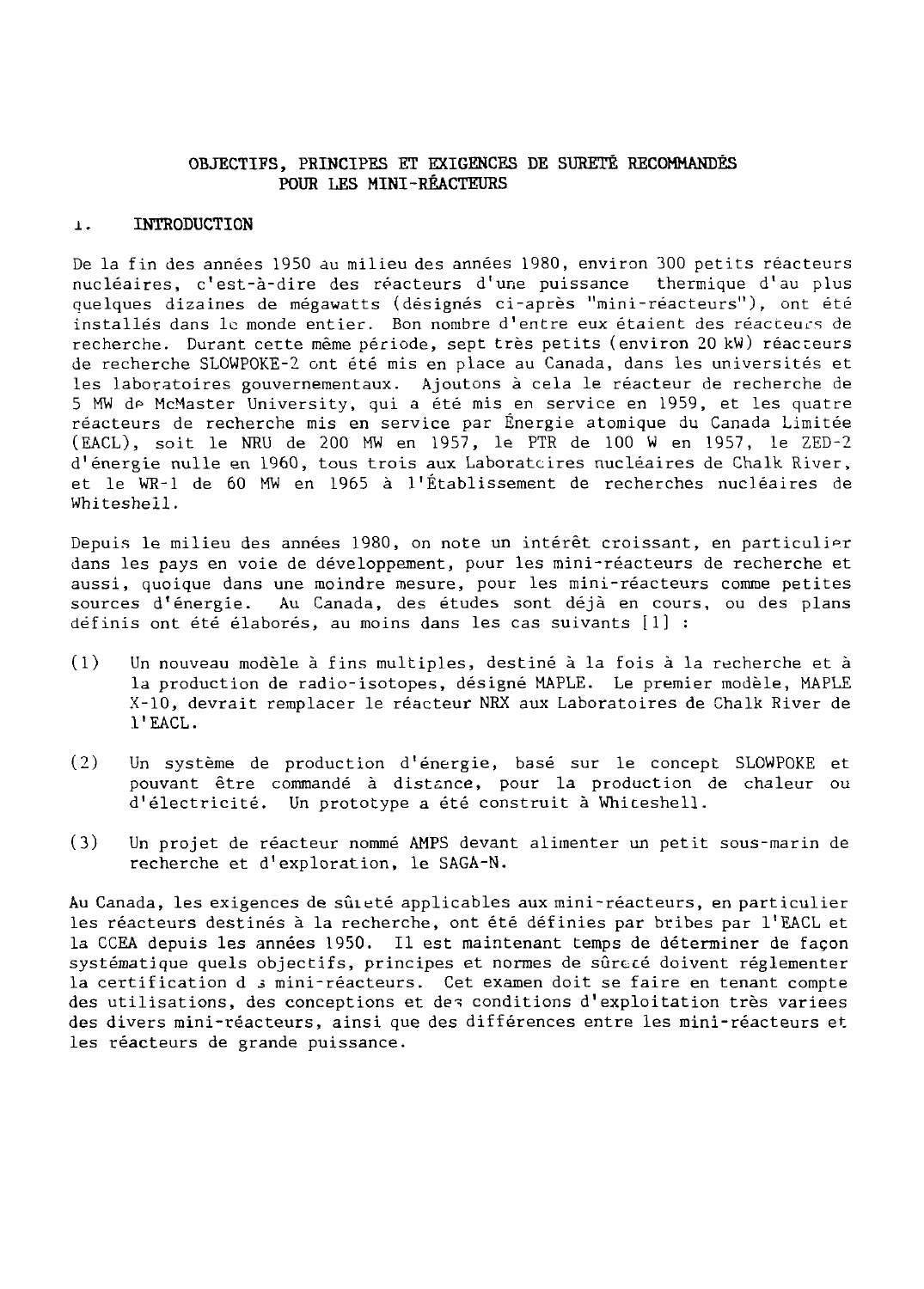# OBJECTIFS, PRINCIPES ET EXIGENCES DE SURETÉ RECOMMANDÉS POUR LES MINI-RÉACTEURS

## 1. INTRODUCTION

De la fin des années 1950 au milieu des années 1980, environ 300 petits réacteurs nucléaires, c'est-à-dire des réacteurs d'une puissance thermique d'au plus quelques dizaines de mégawatts (désignés ci-après "mini-réacteurs"), ont été installés dans le monde entier. Bon nombre d'entre eux étaient des réacteurs de recherche. Durant cette même période, sept très petits (environ 20 kW) réacteurs de recherche SLOWPOKE-2 ont été mis en place au Canada, dans les universités et les laboratoires gouvernementaux. Ajoutons à cela le réacteur de recherche de 5 MW de McMaster University, qui a été mis en service en 1959, et les quatre réacteurs de recherche mis en service par Énergie atomique du Canada Limitée (EACL), soit le NRU de 200 MW en 1957, le PTR de 100 W en 1957, le ZED-2 d'énergie nulle en 1960, tous trois aux Laboratoires nucléaires de Chalk River, et le WR-1 de 60 MW en 1965 à l'Établissement de recherches nucléaires de Whiteshell.

Depuis le milieu des années 1980, on note un intérêt croissant, en particulier dans les pays en voie de développement, pour les mini-réacteurs de recherche et aussi, quoique dans une moindre mesure, pour les mini-réacteurs comme petites sources d'énergie. Au Canada, des études sont déjà en cours, ou des plans définis ont été élaborés, au moins dans les cas suivants [1] :

(1) Un nouveau modèle à fins multiples, destiné à la fois à la recherche et à la production de radio-isotopes, désigné MAPLE. Le premier modèle, MAPLE X-10, devrait remplacer le réacteur NRX aux Laboratoires de Chalk River de l'EACL.

(2) Un système de production d'énergie, basé sur le concept SLOWPOKE et pouvant être commandé à distance, pour la production de chaleur ou d'électricité. Un prototype a été construit à Whiteshell.

(3) Un projet de réacteur nommé AMPS devant alimenter un petit sous-marin de recherche et d'exploration, le SAGA-N.

Au Canada, les exigences de sûreté applicables aux mini-réacteurs, en particulier les réacteurs destinés à la recherche, ont été définies par bribes par l'EACL et la CCEA depuis les années 1950. Il est maintenant temps de déterminer de façon systématique quels objectifs, principes et normes de sûreté doivent réglementer la certification des mini-réacteurs. Cet examen doit se faire en tenant compte des utilisations, des conceptions et des conditions d'exploitation très variées des divers mini-réacteurs, ainsi que des différences entre les mini-réacteurs et les réacteurs de grande puissance.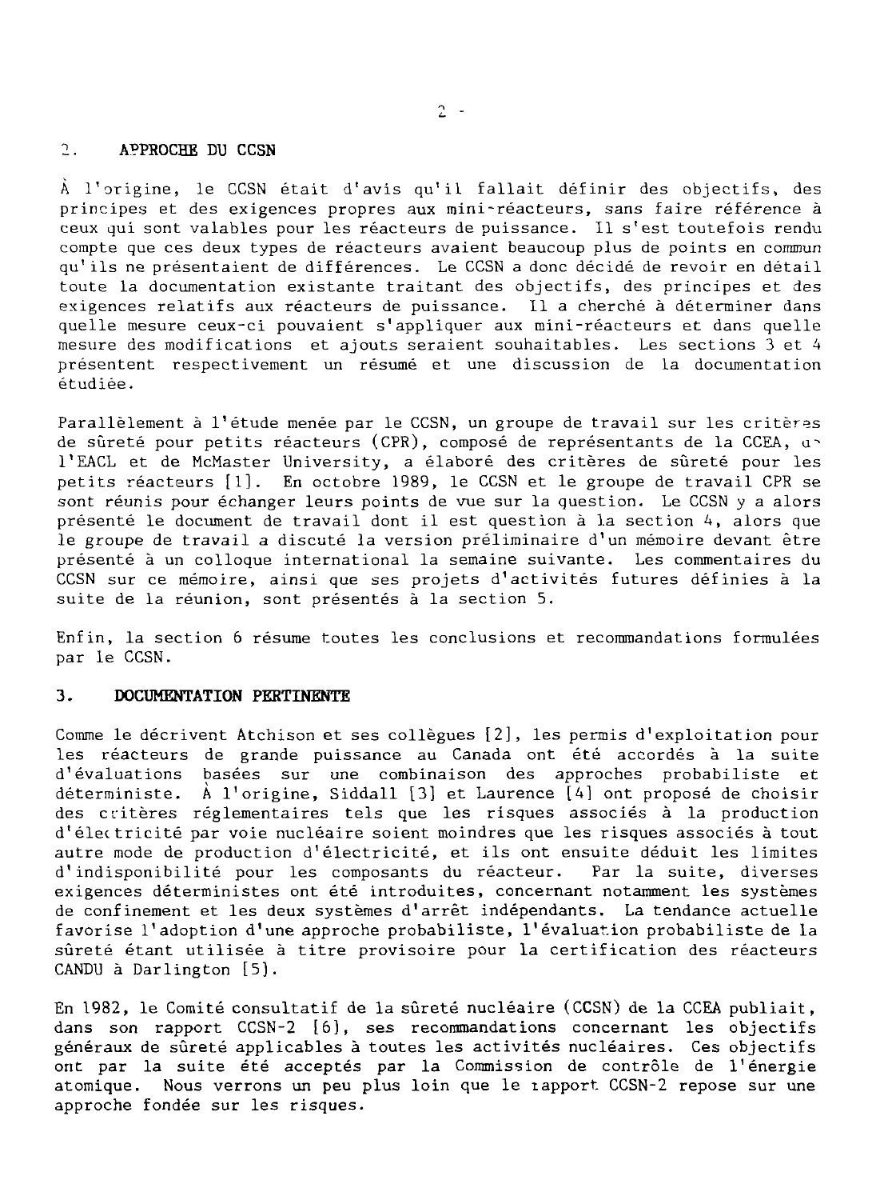## 2. APPROCHE DU CCSN

À l'origine, le CCSN était d'avis qu'il fallait définir des objectifs, des principes et des exigences propres aux mini-réacteurs, sans faire référence à ceux qui sont valables pour les réacteurs de puissance. Il s'est toutefois rendu compte que ces deux types de réacteurs avaient beaucoup plus de points en commun qu'ils ne présentaient de différences. Le CCSN a donc décidé de revoir en détail toute la documentation existante traitant des objectifs, des principes et des exigences relatifs aux réacteurs de puissance. Il a cherché à déterminer dans quelle mesure ceux-ci pouvaient s'appliquer aux mini-réacteurs et dans quelle mesure des modifications et ajouts seraient souhaitables. Les sections 3 et 4 présentent respectivement un résumé et une discussion de la documentation étudiée.

Parallèlement à l'étude menée par le CCSN, un groupe de travail sur les critères de sûreté pour petits réacteurs (CPR), composé de représentants de la CCEA, de l'EACL et de McMaster University, a élaboré des critères de sûreté pour les petits réacteurs [1]. En octobre 1989, le CCSN et le groupe de travail CPR se sont réunis pour échanger leurs points de vue sur la question. Le CCSN y a alors présenté le document de travail dont il est question à la section 4, alors que le groupe de travail a discuté la version préliminaire d'un mémoire devant être présenté à un colloque international la semaine suivante. Les commentaires du CCSN sur ce mémoire, ainsi que ses projets d'activités futures définies à la suite de la réunion, sont présentés à la section 5.

Enfin, la section 6 résume toutes les conclusions et recommandations formulées par le CCSN.

## 3. DOCUMENTATION PERTINENTE

Comme le décrivent Atchison et ses collègues [2], les permis d'exploitation pour les réacteurs de grande puissance au Canada ont été accordés à la suite d'évaluations basées sur une combinaison des approches probabiliste et déterministe. À l'origine, Siddall [3] et Laurence [4] ont proposé de choisir des critères réglementaires tels que les risques associés à la production d'électricité par voie nucléaire soient moindres que les risques associés à tout autre mode de production d'électricité, et ils ont ensuite déduit les limites d'indisponibilité pour les composants du réacteur. Par la suite, diverses exigences déterministes ont été introduites, concernant notamment les systèmes de confinement et les deux systèmes d'arrêt indépendants. La tendance actuelle favorise l'adoption d'une approche probabiliste, l'évaluation probabiliste de la sûreté étant utilisée à titre provisoire pour la certification des réacteurs CANDU à Darlington [5].

En 1982, le Comité consultatif de la sûreté nucléaire (CCSN) de la CCEA publiait, dans son rapport CCSN-2 [6], ses recommandations concernant les objectifs généraux de sûreté applicables à toutes les activités nucléaires. Ces objectifs ont par la suite été acceptés par la Commission de contrôle de l'énergie atomique. Nous verrons un peu plus loin que le rapport CCSN-2 repose sur une approche fondée sur les risques.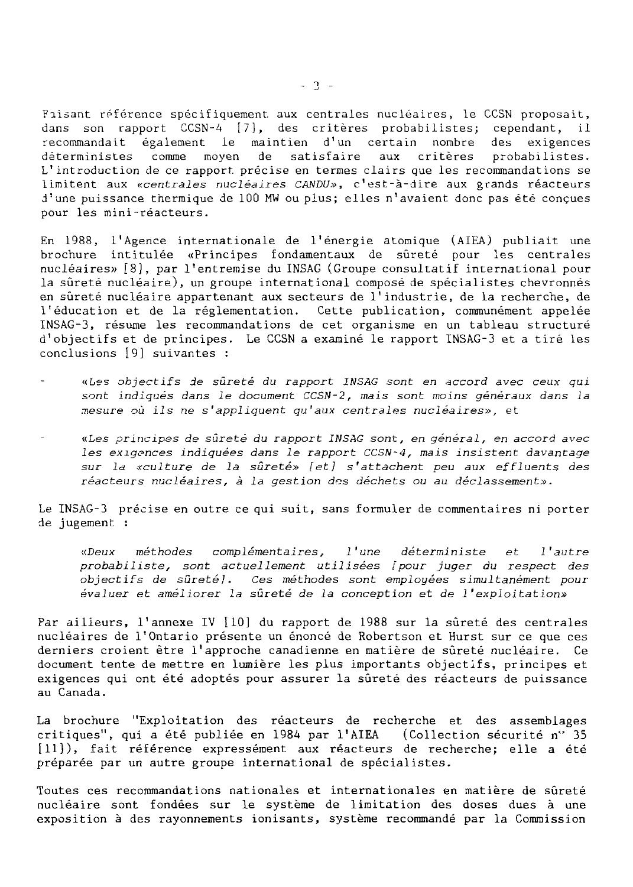Faisant référence spécifiquement aux centrales nucléaires, le CCSN proposait, dans son rapport CCSN-4 [7], des critères probabilistes; cependant, il recommandait également le maintien d'un certain nombre des exigences déterministes comme moyen de satisfaire aux critères probabilistes. L'introduction de ce rapport précise en termes clairs que les recommandations se limitent aux *«centrales nucléaires CANDU»*, c'est-à-dire aux grands réacteurs d'une puissance thermique de 100 MW ou plus; elles n'avaient donc pas été conçues pour les mini-réacteurs.

En 1988, l'Agence internationale de l'énergie atomique (AIEA) publiait une brochure intitulée «Principes fondamentaux de sûreté pour les centrales nucléaires» [8], par l'entremise du INSAG (Groupe consultatif international pour la sûreté nucléaire), un groupe international composé de spécialistes chevronnés en sûreté nucléaire appartenant aux secteurs de l'industrie, de la recherche, de l'éducation et de la réglementation. Cette publication, communément appelée INSAG-3, résume les recommandations de cet organisme en un tableau structuré d'objectifs et de principes. Le CCSN a examiné le rapport INSAG-3 et a tiré les conclusions [9] suivantes :

- *«Les objectifs de sûreté du rapport INSAG sont en accord avec ceux qui sont indiqués dans le document CCSN-2, mais sont moins généraux dans la mesure où ils ne s'appliquent qu'aux centrales nucléaires»*, et

- *«Les principes de sûreté du rapport INSAG sont, en général, en accord avec les exigences indiquées dans le rapport CCSN-4, mais insistent davantage sur la «culture de la sûreté» [et] s'attachent peu aux effluents des réacteurs nucléaires, à la gestion des déchets ou au déclassement».*

Le INSAG-3 précise en outre ce qui suit, sans formuler de commentaires ni porter de jugement :

> *«Deux méthodes complémentaires, l'une déterministe et l'autre probabiliste, sont actuellement utilisées [pour juger du respect des objectifs de sûreté]. Ces méthodes sont employées simultanément pour évaluer et améliorer la sûreté de la conception et de l'exploitation»*

Par ailleurs, l'annexe IV [10] du rapport de 1988 sur la sûreté des centrales nucléaires de l'Ontario présente un énoncé de Robertson et Hurst sur ce que ces derniers croient être l'approche canadienne en matière de sûreté nucléaire. Ce document tente de mettre en lumière les plus importants objectifs, principes et exigences qui ont été adoptés pour assurer la sûreté des réacteurs de puissance au Canada.

La brochure "Exploitation des réacteurs de recherche et des assemblages critiques", qui a été publiée en 1984 par l'AIEA (Collection sécurité n° 35 [11]), fait référence expressément aux réacteurs de recherche; elle a été préparée par un autre groupe international de spécialistes.

Toutes ces recommandations nationales et internationales en matière de sûreté nucléaire sont fondées sur le système de limitation des doses dues à une exposition à des rayonnements ionisants, système recommandé par la Commission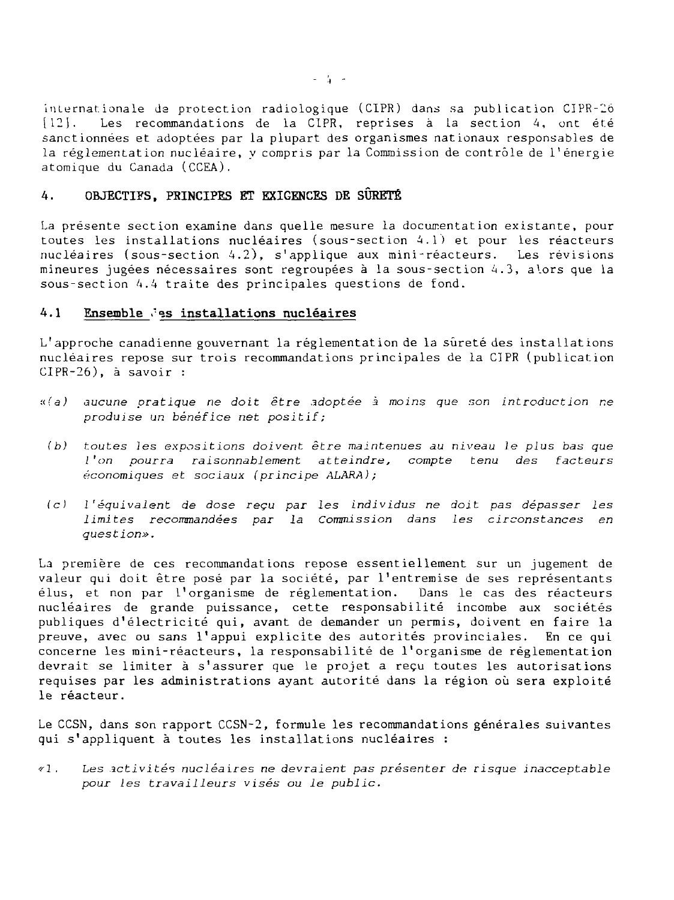internationale de protection radiologique (CIPR) dans sa publication CIPR-26 [12]. Les recommandations de la CIPR, reprises à la section 4, ont été sanctionnées et adoptées par la plupart des organismes nationaux responsables de la réglementation nucléaire, y compris par la Commission de contrôle de l'énergie atomique du Canada (CCEA).

## 4. OBJECTIFS, PRINCIPES ET EXIGENCES DE SÛRETÉ

La présente section examine dans quelle mesure la documentation existante, pour toutes les installations nucléaires (sous-section 4.1) et pour les réacteurs nucléaires (sous-section 4.2), s'applique aux mini-réacteurs. Les révisions mineures jugées nécessaires sont regroupées à la sous-section 4.3, alors que la sous-section 4.4 traite des principales questions de fond.

### 4.1 Ensemble des installations nucléaires

L'approche canadienne gouvernant la réglementation de la sûreté des installations nucléaires repose sur trois recommandations principales de la CIPR (publication CIPR-26), à savoir :

«(a) *aucune pratique ne doit être adoptée à moins que son introduction ne produise un bénéfice net positif;*

(b) *toutes les expositions doivent être maintenues au niveau le plus bas que l'on pourra raisonnablement atteindre, compte tenu des facteurs économiques et sociaux (principe ALARA);*

(c) *l'équivalent de dose reçu par les individus ne doit pas dépasser les limites recommandées par la Commission dans les circonstances en question*».

La première de ces recommandations repose essentiellement sur un jugement de valeur qui doit être posé par la société, par l'entremise de ses représentants élus, et non par l'organisme de réglementation. Dans le cas des réacteurs nucléaires de grande puissance, cette responsabilité incombe aux sociétés publiques d'électricité qui, avant de demander un permis, doivent en faire la preuve, avec ou sans l'appui explicite des autorités provinciales. En ce qui concerne les mini-réacteurs, la responsabilité de l'organisme de réglementation devrait se limiter à s'assurer que le projet a reçu toutes les autorisations requises par les administrations ayant autorité dans la région où sera exploité le réacteur.

Le CCSN, dans son rapport CCSN-2, formule les recommandations générales suivantes qui s'appliquent à toutes les installations nucléaires :

«1. *Les activités nucléaires ne devraient pas présenter de risque inacceptable pour les travailleurs visés ou le public.*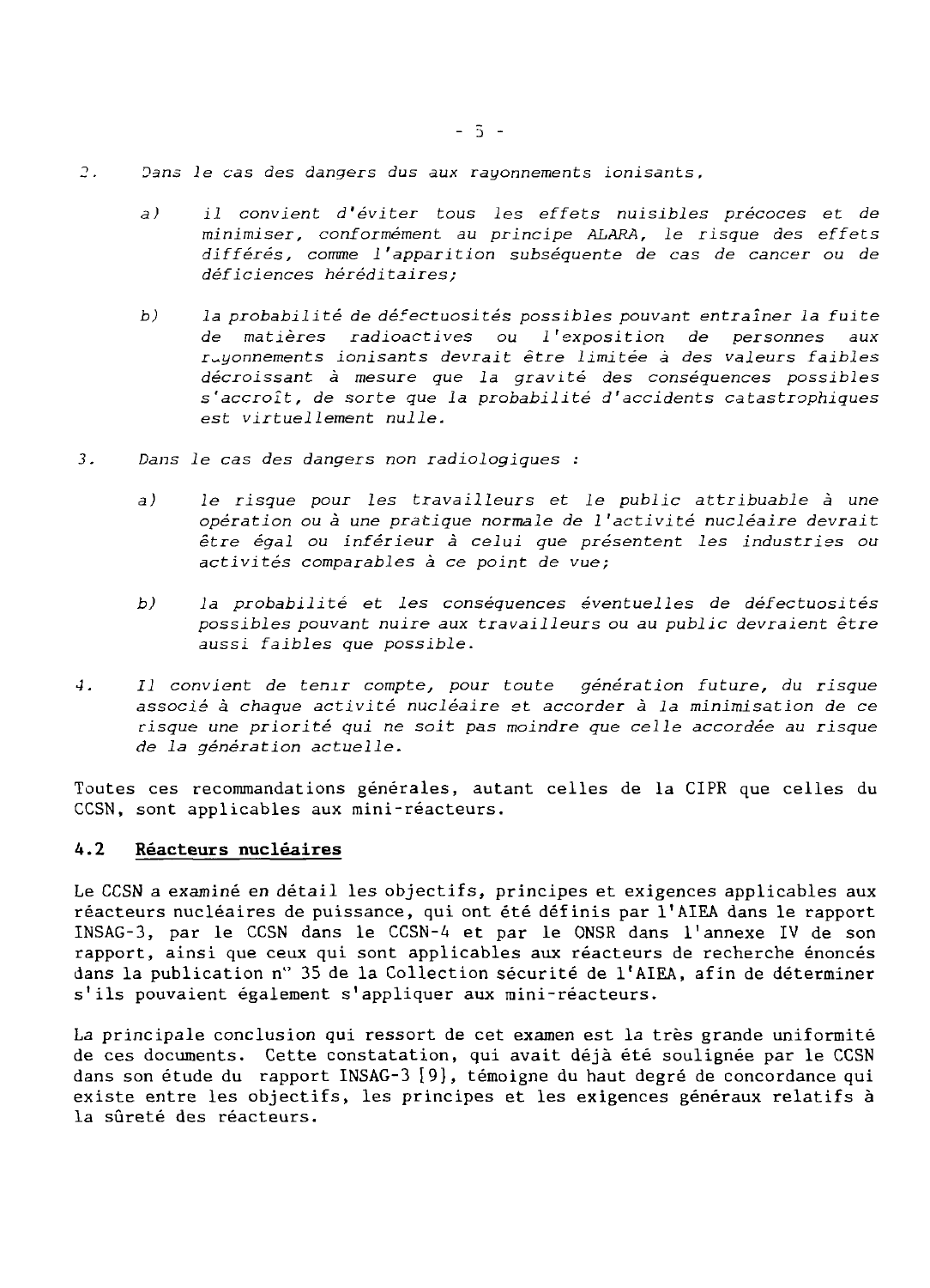2. *Dans le cas des dangers dus aux rayonnements ionisants,*

   a) *il convient d'éviter tous les effets nuisibles précoces et de minimiser, conformément au principe ALARA, le risque des effets différés, comme l'apparition subséquente de cas de cancer ou de déficiences héréditaires;*

   b) *la probabilité de défectuosités possibles pouvant entraîner la fuite de matières radioactives ou l'exposition de personnes aux rayonnements ionisants devrait être limitée à des valeurs faibles décroissant à mesure que la gravité des conséquences possibles s'accroît, de sorte que la probabilité d'accidents catastrophiques est virtuellement nulle.*

3. *Dans le cas des dangers non radiologiques :*

   a) *le risque pour les travailleurs et le public attribuable à une opération ou à une pratique normale de l'activité nucléaire devrait être égal ou inférieur à celui que présentent les industries ou activités comparables à ce point de vue;*

   b) *la probabilité et les conséquences éventuelles de défectuosités possibles pouvant nuire aux travailleurs ou au public devraient être aussi faibles que possible.*

4. *Il convient de tenir compte, pour toute génération future, du risque associé à chaque activité nucléaire et accorder à la minimisation de ce risque une priorité qui ne soit pas moindre que celle accordée au risque de la génération actuelle.*

Toutes ces recommandations générales, autant celles de la CIPR que celles du CCSN, sont applicables aux mini-réacteurs.

## 4.2 Réacteurs nucléaires

Le CCSN a examiné en détail les objectifs, principes et exigences applicables aux réacteurs nucléaires de puissance, qui ont été définis par l'AIEA dans le rapport INSAG-3, par le CCSN dans le CCSN-4 et par le ONSR dans l'annexe IV de son rapport, ainsi que ceux qui sont applicables aux réacteurs de recherche énoncés dans la publication n° 35 de la Collection sécurité de l'AIEA, afin de déterminer s'ils pouvaient également s'appliquer aux mini-réacteurs.

La principale conclusion qui ressort de cet examen est la très grande uniformité de ces documents. Cette constatation, qui avait déjà été soulignée par le CCSN dans son étude du rapport INSAG-3 [9], témoigne du haut degré de concordance qui existe entre les objectifs, les principes et les exigences généraux relatifs à la sûreté des réacteurs.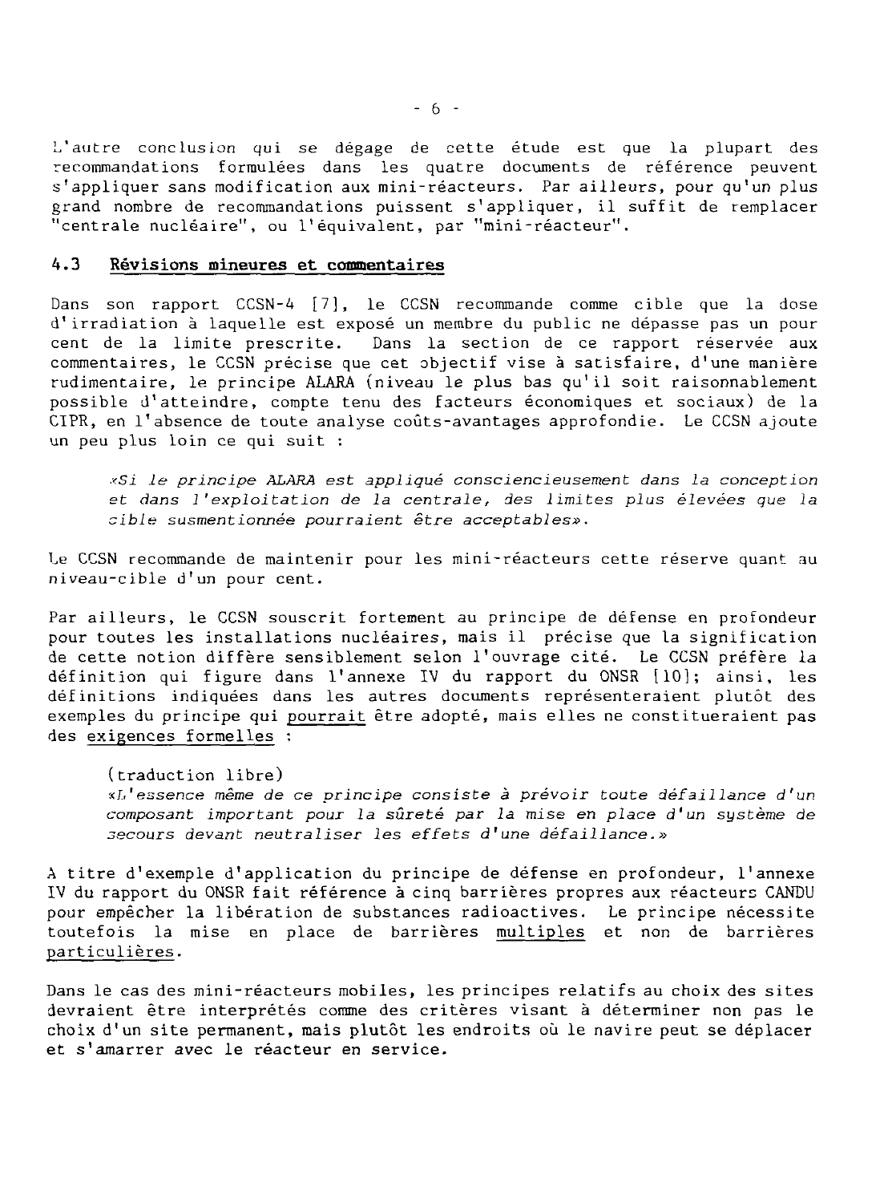L'autre conclusion qui se dégage de cette étude est que la plupart des recommandations formulées dans les quatre documents de référence peuvent s'appliquer sans modification aux mini-réacteurs. Par ailleurs, pour qu'un plus grand nombre de recommandations puissent s'appliquer, il suffit de remplacer "centrale nucléaire", ou l'équivalent, par "mini-réacteur".

### 4.3 Révisions mineures et commentaires

Dans son rapport CCSN-4 [7], le CCSN recommande comme cible que la dose d'irradiation à laquelle est exposé un membre du public ne dépasse pas un pour cent de la limite prescrite. Dans la section de ce rapport réservée aux commentaires, le CCSN précise que cet objectif vise à satisfaire, d'une manière rudimentaire, le principe ALARA (niveau le plus bas qu'il soit raisonnablement possible d'atteindre, compte tenu des facteurs économiques et sociaux) de la CIPR, en l'absence de toute analyse coûts-avantages approfondie. Le CCSN ajoute un peu plus loin ce qui suit :

> *«Si le principe ALARA est appliqué consciencieusement dans la conception et dans l'exploitation de la centrale, des limites plus élevées que la cible susmentionnée pourraient être acceptables».*

Le CCSN recommande de maintenir pour les mini-réacteurs cette réserve quant au niveau-cible d'un pour cent.

Par ailleurs, le CCSN souscrit fortement au principe de défense en profondeur pour toutes les installations nucléaires, mais il précise que la signification de cette notion diffère sensiblement selon l'ouvrage cité. Le CCSN préfère la définition qui figure dans l'annexe IV du rapport du ONSR [10]; ainsi, les définitions indiquées dans les autres documents représenteraient plutôt des exemples du principe qui <u>pourrait</u> être adopté, mais elles ne constitueraient pas des <u>exigences formelles</u> :

> (traduction libre)
> *«L'essence même de ce principe consiste à prévoir toute défaillance d'un composant important pour la sûreté par la mise en place d'un système de secours devant neutraliser les effets d'une défaillance.»*

A titre d'exemple d'application du principe de défense en profondeur, l'annexe IV du rapport du ONSR fait référence à cinq barrières propres aux réacteurs CANDU pour empêcher la libération de substances radioactives. Le principe nécessite toutefois la mise en place de barrières <u>multiples</u> et non de barrières <u>particulières</u>.

Dans le cas des mini-réacteurs mobiles, les principes relatifs au choix des sites devraient être interprétés comme des critères visant à déterminer non pas le choix d'un site permanent, mais plutôt les endroits où le navire peut se déplacer et s'amarrer avec le réacteur en service.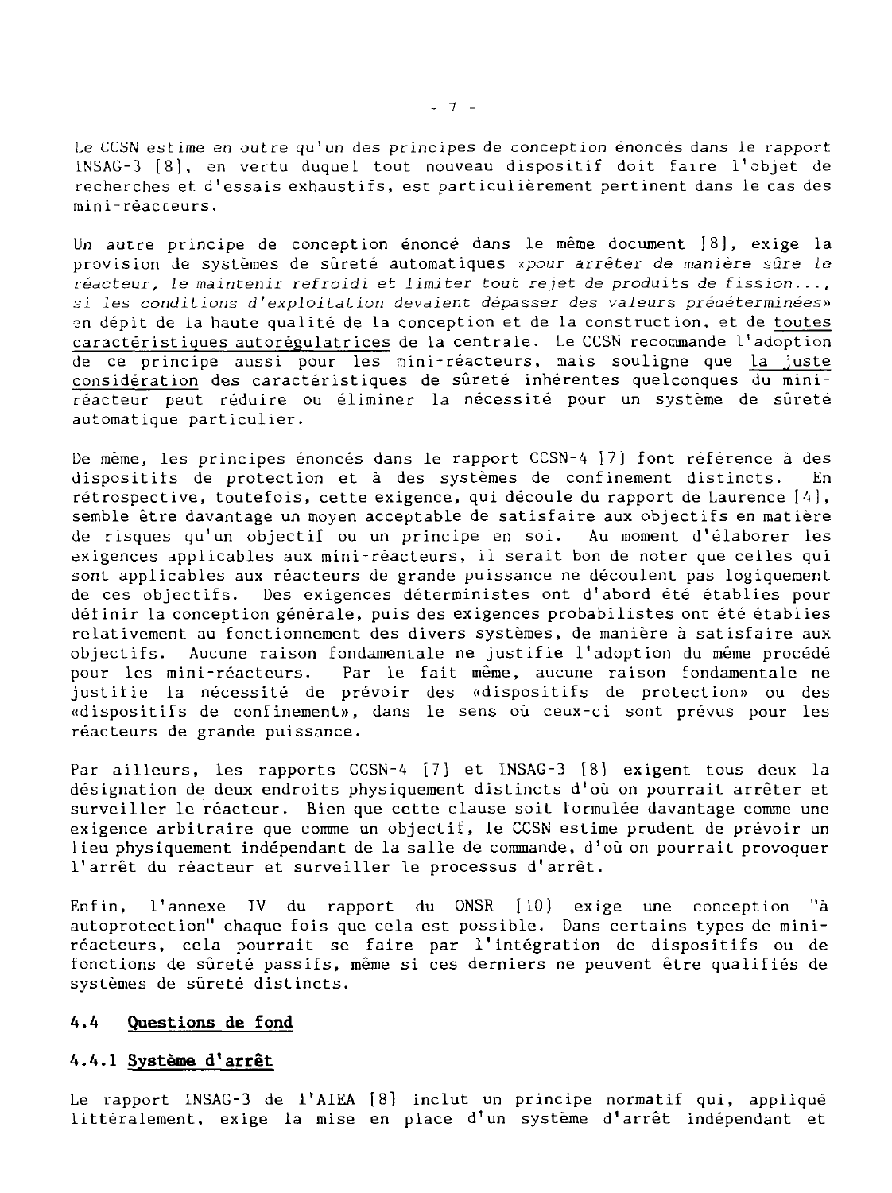Le CCSN estime en outre qu'un des principes de conception énoncés dans le rapport INSAG-3 [8], en vertu duquel tout nouveau dispositif doit faire l'objet de recherches et d'essais exhaustifs, est particulièrement pertinent dans le cas des mini-réacteurs.

Un autre principe de conception énoncé dans le même document [8], exige la provision de systèmes de sûreté automatiques «*pour arrêter de manière sûre le réacteur, le maintenir refroidi et limiter tout rejet de produits de fission..., si les conditions d'exploitation devaient dépasser des valeurs prédéterminées*» en dépit de la haute qualité de la conception et de la construction, et de <u>toutes caractéristiques autorégulatrices</u> de la centrale. Le CCSN recommande l'adoption de ce principe aussi pour les mini-réacteurs, mais souligne que <u>la juste considération</u> des caractéristiques de sûreté inhérentes quelconques du mini-réacteur peut réduire ou éliminer la nécessité pour un système de sûreté automatique particulier.

De même, les principes énoncés dans le rapport CCSN-4 [7] font référence à des dispositifs de protection et à des systèmes de confinement distincts. En rétrospective, toutefois, cette exigence, qui découle du rapport de Laurence [4], semble être davantage un moyen acceptable de satisfaire aux objectifs en matière de risques qu'un objectif ou un principe en soi. Au moment d'élaborer les exigences applicables aux mini-réacteurs, il serait bon de noter que celles qui sont applicables aux réacteurs de grande puissance ne découlent pas logiquement de ces objectifs. Des exigences déterministes ont d'abord été établies pour définir la conception générale, puis des exigences probabilistes ont été établies relativement au fonctionnement des divers systèmes, de manière à satisfaire aux objectifs. Aucune raison fondamentale ne justifie l'adoption du même procédé pour les mini-réacteurs. Par le fait même, aucune raison fondamentale ne justifie la nécessité de prévoir des «dispositifs de protection» ou des «dispositifs de confinement», dans le sens où ceux-ci sont prévus pour les réacteurs de grande puissance.

Par ailleurs, les rapports CCSN-4 [7] et INSAG-3 [8] exigent tous deux la désignation de deux endroits physiquement distincts d'où on pourrait arrêter et surveiller le réacteur. Bien que cette clause soit formulée davantage comme une exigence arbitraire que comme un objectif, le CCSN estime prudent de prévoir un lieu physiquement indépendant de la salle de commande, d'où on pourrait provoquer l'arrêt du réacteur et surveiller le processus d'arrêt.

Enfin, l'annexe IV du rapport du ONSR [10] exige une conception "à autoprotection" chaque fois que cela est possible. Dans certains types de mini-réacteurs, cela pourrait se faire par l'intégration de dispositifs ou de fonctions de sûreté passifs, même si ces derniers ne peuvent être qualifiés de systèmes de sûreté distincts.

## 4.4 Questions de fond

### 4.4.1 Système d'arrêt

Le rapport INSAG-3 de l'AIEA [8] inclut un principe normatif qui, appliqué littéralement, exige la mise en place d'un système d'arrêt indépendant et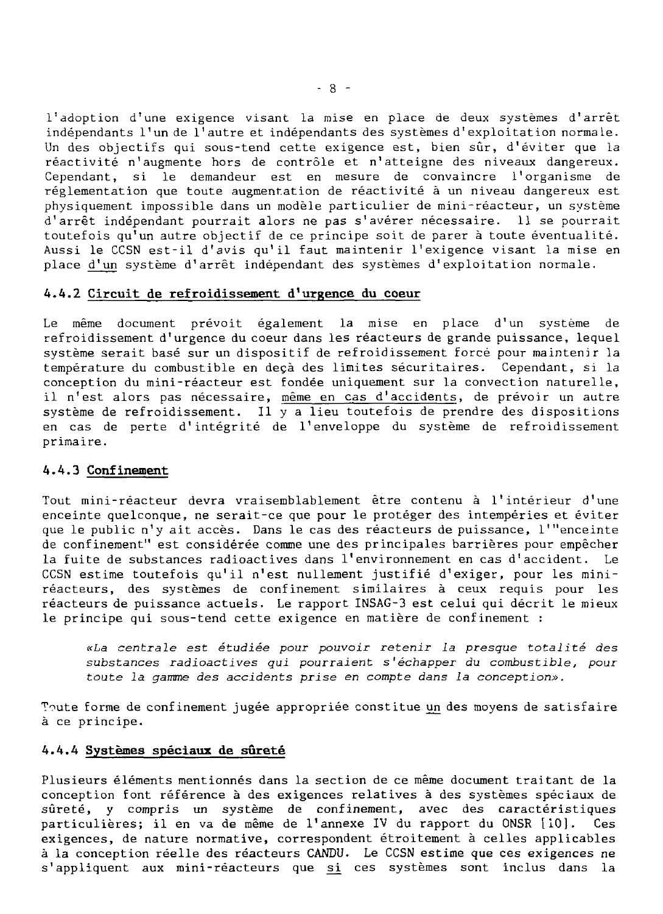l'adoption d'une exigence visant la mise en place de deux systèmes d'arrêt indépendants l'un de l'autre et indépendants des systèmes d'exploitation normale. Un des objectifs qui sous-tend cette exigence est, bien sûr, d'éviter que la réactivité n'augmente hors de contrôle et n'atteigne des niveaux dangereux. Cependant, si le demandeur est en mesure de convaincre l'organisme de réglementation que toute augmentation de réactivité à un niveau dangereux est physiquement impossible dans un modèle particulier de mini-réacteur, un système d'arrêt indépendant pourrait alors ne pas s'avérer nécessaire. Il se pourrait toutefois qu'un autre objectif de ce principe soit de parer à toute éventualité. Aussi le CCSN est-il d'avis qu'il faut maintenir l'exigence visant la mise en place <u>d'un</u> système d'arrêt indépendant des systèmes d'exploitation normale.

#### 4.4.2 <u>Circuit de refroidissement d'urgence du coeur</u>

Le même document prévoit également la mise en place d'un système de refroidissement d'urgence du coeur dans les réacteurs de grande puissance, lequel système serait basé sur un dispositif de refroidissement forcé pour maintenir la température du combustible en deçà des limites sécuritaires. Cependant, si la conception du mini-réacteur est fondée uniquement sur la convection naturelle, il n'est alors pas nécessaire, <u>même en cas d'accidents</u>, de prévoir un autre système de refroidissement. Il y a lieu toutefois de prendre des dispositions en cas de perte d'intégrité de l'enveloppe du système de refroidissement primaire.

#### 4.4.3 <u>Confinement</u>

Tout mini-réacteur devra vraisemblablement être contenu à l'intérieur d'une enceinte quelconque, ne serait-ce que pour le protéger des intempéries et éviter que le public n'y ait accès. Dans le cas des réacteurs de puissance, l'"enceinte de confinement" est considérée comme une des principales barrières pour empêcher la fuite de substances radioactives dans l'environnement en cas d'accident. Le CCSN estime toutefois qu'il n'est nullement justifié d'exiger, pour les mini-réacteurs, des systèmes de confinement similaires à ceux requis pour les réacteurs de puissance actuels. Le rapport INSAG-3 est celui qui décrit le mieux le principe qui sous-tend cette exigence en matière de confinement :

> *«La centrale est étudiée pour pouvoir retenir la presque totalité des substances radioactives qui pourraient s'échapper du combustible, pour toute la gamme des accidents prise en compte dans la conception».*

Toute forme de confinement jugée appropriée constitue <u>un</u> des moyens de satisfaire à ce principe.

#### 4.4.4 <u>Systèmes spéciaux de sûreté</u>

Plusieurs éléments mentionnés dans la section de ce même document traitant de la conception font référence à des exigences relatives à des systèmes spéciaux de sûreté, y compris un système de confinement, avec des caractéristiques particulières; il en va de même de l'annexe IV du rapport du ONSR [10]. Ces exigences, de nature normative, correspondent étroitement à celles applicables à la conception réelle des réacteurs CANDU. Le CCSN estime que ces exigences ne s'appliquent aux mini-réacteurs que <u>si</u> ces systèmes sont inclus dans la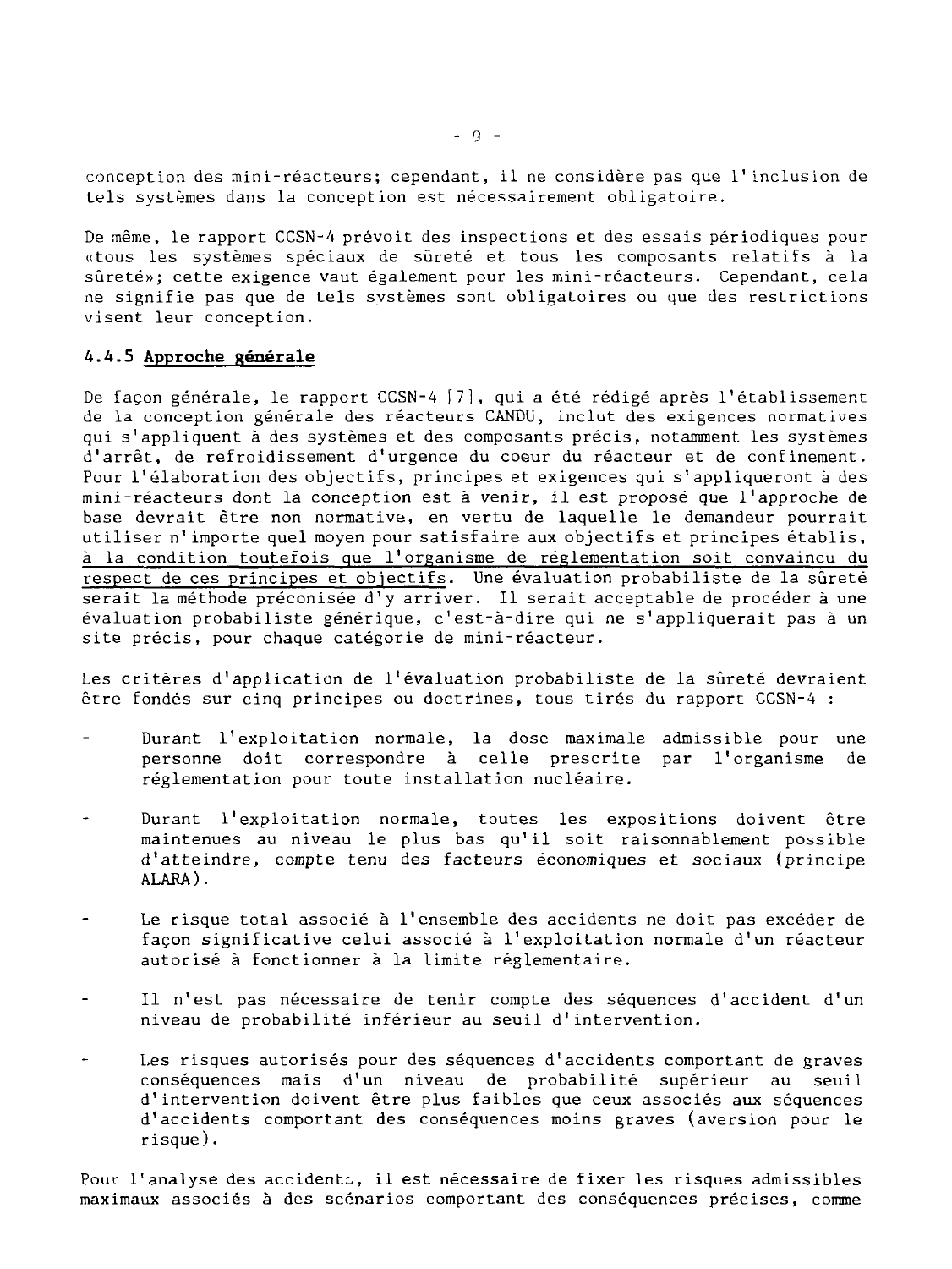conception des mini-réacteurs; cependant, il ne considère pas que l'inclusion de tels systèmes dans la conception est nécessairement obligatoire.

De même, le rapport CCSN-4 prévoit des inspections et des essais périodiques pour «tous les systèmes spéciaux de sûreté et tous les composants relatifs à la sûreté»; cette exigence vaut également pour les mini-réacteurs. Cependant, cela ne signifie pas que de tels systèmes sont obligatoires ou que des restrictions visent leur conception.

### 4.4.5 Approche générale

De façon générale, le rapport CCSN-4 [7], qui a été rédigé après l'établissement de la conception générale des réacteurs CANDU, inclut des exigences normatives qui s'appliquent à des systèmes et des composants précis, notamment les systèmes d'arrêt, de refroidissement d'urgence du coeur du réacteur et de confinement. Pour l'élaboration des objectifs, principes et exigences qui s'appliqueront à des mini-réacteurs dont la conception est à venir, il est proposé que l'approche de base devrait être non normative, en vertu de laquelle le demandeur pourrait utiliser n'importe quel moyen pour satisfaire aux objectifs et principes établis, <u>à la condition toutefois que l'organisme de réglementation soit convaincu du respect de ces principes et objectifs</u>. Une évaluation probabiliste de la sûreté serait la méthode préconisée d'y arriver. Il serait acceptable de procéder à une évaluation probabiliste générique, c'est-à-dire qui ne s'appliquerait pas à un site précis, pour chaque catégorie de mini-réacteur.

Les critères d'application de l'évaluation probabiliste de la sûreté devraient être fondés sur cinq principes ou doctrines, tous tirés du rapport CCSN-4 :

- Durant l'exploitation normale, la dose maximale admissible pour une personne doit correspondre à celle prescrite par l'organisme de réglementation pour toute installation nucléaire.

- Durant l'exploitation normale, toutes les expositions doivent être maintenues au niveau le plus bas qu'il soit raisonnablement possible d'atteindre, compte tenu des facteurs économiques et sociaux (principe ALARA).

- Le risque total associé à l'ensemble des accidents ne doit pas excéder de façon significative celui associé à l'exploitation normale d'un réacteur autorisé à fonctionner à la limite réglementaire.

- Il n'est pas nécessaire de tenir compte des séquences d'accident d'un niveau de probabilité inférieur au seuil d'intervention.

- Les risques autorisés pour des séquences d'accidents comportant de graves conséquences mais d'un niveau de probabilité supérieur au seuil d'intervention doivent être plus faibles que ceux associés aux séquences d'accidents comportant des conséquences moins graves (aversion pour le risque).

Pour l'analyse des accidents, il est nécessaire de fixer les risques admissibles maximaux associés à des scénarios comportant des conséquences précises, comme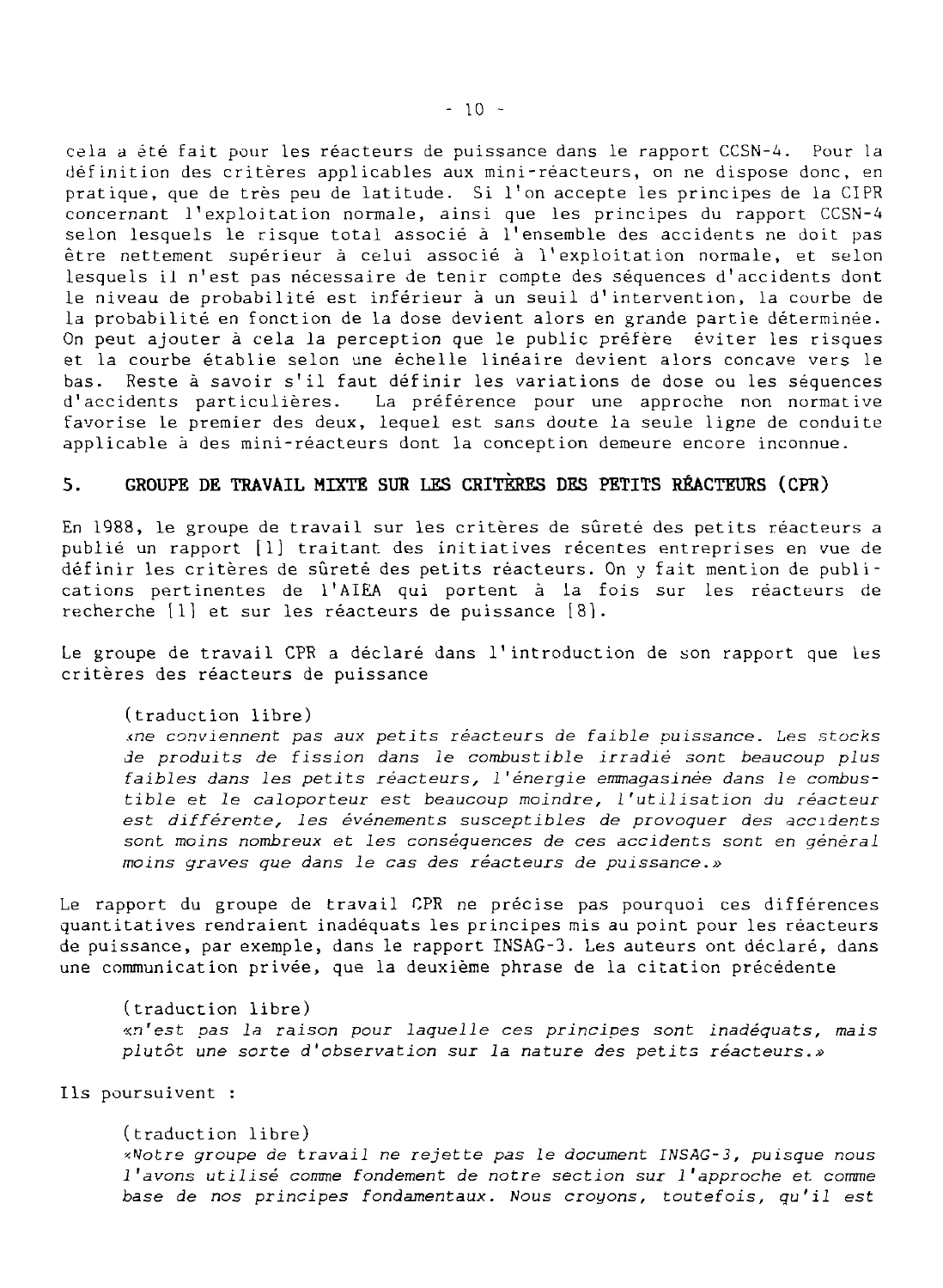cela a été fait pour les réacteurs de puissance dans le rapport CCSN-4. Pour la définition des critères applicables aux mini-réacteurs, on ne dispose donc, en pratique, que de très peu de latitude. Si l'on accepte les principes de la CIPR concernant l'exploitation normale, ainsi que les principes du rapport CCSN-4 selon lesquels le risque total associé à l'ensemble des accidents ne doit pas être nettement supérieur à celui associé à l'exploitation normale, et selon lesquels il n'est pas nécessaire de tenir compte des séquences d'accidents dont le niveau de probabilité est inférieur à un seuil d'intervention, la courbe de la probabilité en fonction de la dose devient alors en grande partie déterminée. On peut ajouter à cela la perception que le public préfère éviter les risques et la courbe établie selon une échelle linéaire devient alors concave vers le bas. Reste à savoir s'il faut définir les variations de dose ou les séquences d'accidents particulières. La préférence pour une approche non normative favorise le premier des deux, lequel est sans doute la seule ligne de conduite applicable à des mini-réacteurs dont la conception demeure encore inconnue.

## 5. GROUPE DE TRAVAIL MIXTE SUR LES CRITÈRES DES PETITS RÉACTEURS (CPR)

En 1988, le groupe de travail sur les critères de sûreté des petits réacteurs a publié un rapport [1] traitant des initiatives récentes entreprises en vue de définir les critères de sûreté des petits réacteurs. On y fait mention de publications pertinentes de l'AIEA qui portent à la fois sur les réacteurs de recherche [1] et sur les réacteurs de puissance [8].

Le groupe de travail CPR a déclaré dans l'introduction de son rapport que les critères des réacteurs de puissance

> (traduction libre)
> *«ne conviennent pas aux petits réacteurs de faible puissance. Les stocks de produits de fission dans le combustible irradié sont beaucoup plus faibles dans les petits réacteurs, l'énergie emmagasinée dans le combustible et le caloporteur est beaucoup moindre, l'utilisation du réacteur est différente, les événements susceptibles de provoquer des accidents sont moins nombreux et les conséquences de ces accidents sont en général moins graves que dans le cas des réacteurs de puissance.»*

Le rapport du groupe de travail CPR ne précise pas pourquoi ces différences quantitatives rendraient inadéquats les principes mis au point pour les réacteurs de puissance, par exemple, dans le rapport INSAG-3. Les auteurs ont déclaré, dans une communication privée, que la deuxième phrase de la citation précédente

> (traduction libre)
> *«n'est pas la raison pour laquelle ces principes sont inadéquats, mais plutôt une sorte d'observation sur la nature des petits réacteurs.»*

Ils poursuivent :

> (traduction libre)
> *«Notre groupe de travail ne rejette pas le document INSAG-3, puisque nous l'avons utilisé comme fondement de notre section sur l'approche et comme base de nos principes fondamentaux. Nous croyons, toutefois, qu'il est*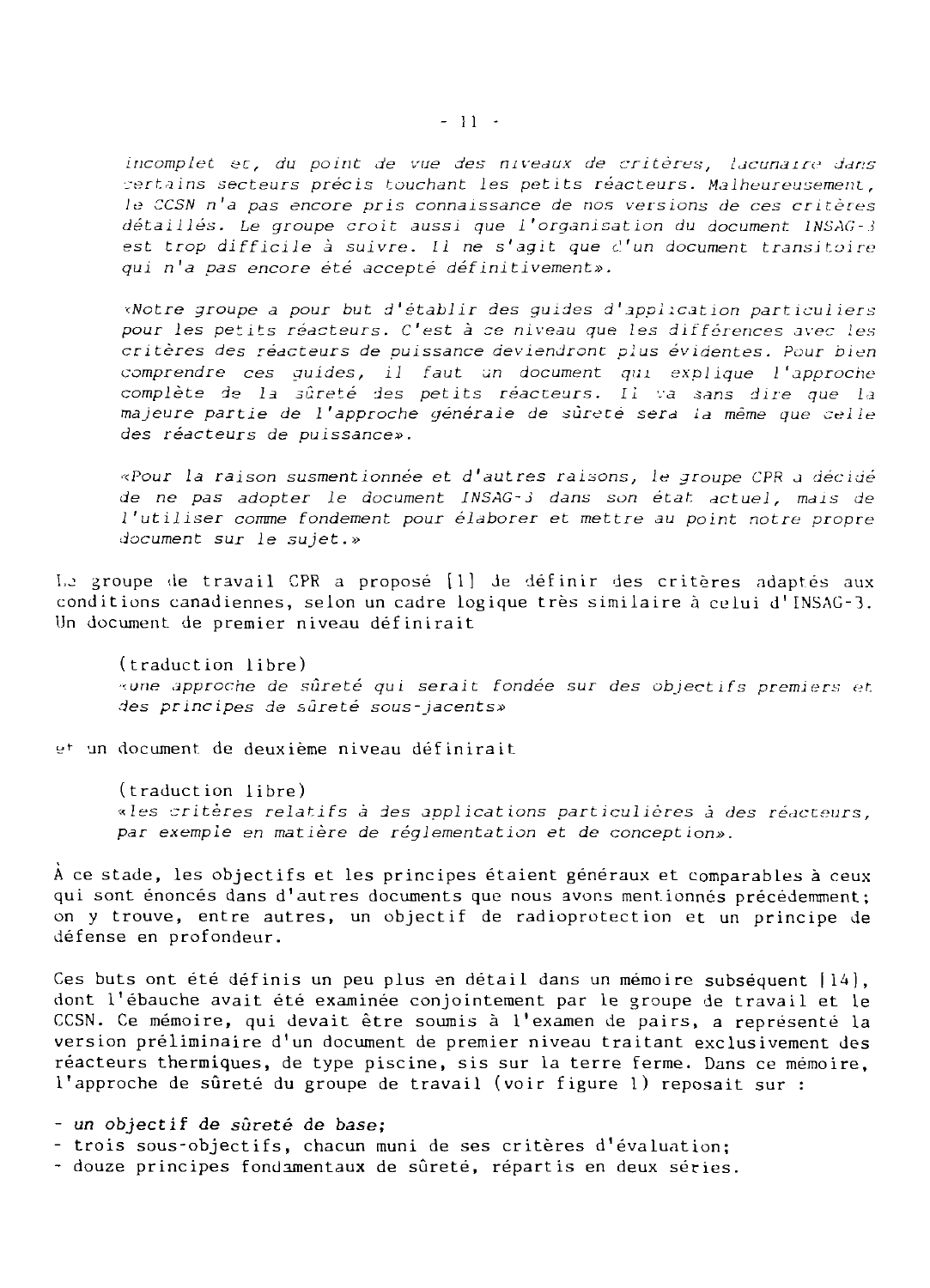*incomplet et, du point de vue des niveaux de critères, lacunaire dans certains secteurs précis touchant les petits réacteurs. Malheureusement, le CCSN n'a pas encore pris connaissance de nos versions de ces critères détaillés. Le groupe croit aussi que l'organisation du document INSAG-3 est trop difficile à suivre. Il ne s'agit que d'un document transitoire qui n'a pas encore été accepté définitivement».*

*«Notre groupe a pour but d'établir des guides d'application particuliers pour les petits réacteurs. C'est à ce niveau que les différences avec les critères des réacteurs de puissance deviendront plus évidentes. Pour bien comprendre ces guides, il faut un document qui explique l'approche complète de la sûreté des petits réacteurs. Il va sans dire que la majeure partie de l'approche générale de sûreté sera la même que celle des réacteurs de puissance».*

*«Pour la raison susmentionnée et d'autres raisons, le groupe CPR a décidé de ne pas adopter le document INSAG-3 dans son état actuel, mais de l'utiliser comme fondement pour élaborer et mettre au point notre propre document sur le sujet.»*

Le groupe de travail CPR a proposé [1] de définir des critères adaptés aux conditions canadiennes, selon un cadre logique très similaire à celui d'INSAG-3. Un document de premier niveau définirait

> (traduction libre)
> *«une approche de sûreté qui serait fondée sur des objectifs premiers et des principes de sûreté sous-jacents»*

et un document de deuxième niveau définirait

> (traduction libre)
> *«les critères relatifs à des applications particulières à des réacteurs, par exemple en matière de réglementation et de conception».*

À ce stade, les objectifs et les principes étaient généraux et comparables à ceux qui sont énoncés dans d'autres documents que nous avons mentionnés précédemment; on y trouve, entre autres, un objectif de radioprotection et un principe de défense en profondeur.

Ces buts ont été définis un peu plus en détail dans un mémoire subséquent [14], dont l'ébauche avait été examinée conjointement par le groupe de travail et le CCSN. Ce mémoire, qui devait être soumis à l'examen de pairs, a représenté la version préliminaire d'un document de premier niveau traitant exclusivement des réacteurs thermiques, de type piscine, sis sur la terre ferme. Dans ce mémoire, l'approche de sûreté du groupe de travail (voir figure 1) reposait sur :

- *un objectif de sûreté de base;*
- trois sous-objectifs, chacun muni de ses critères d'évaluation;
- douze principes fondamentaux de sûreté, répartis en deux séries.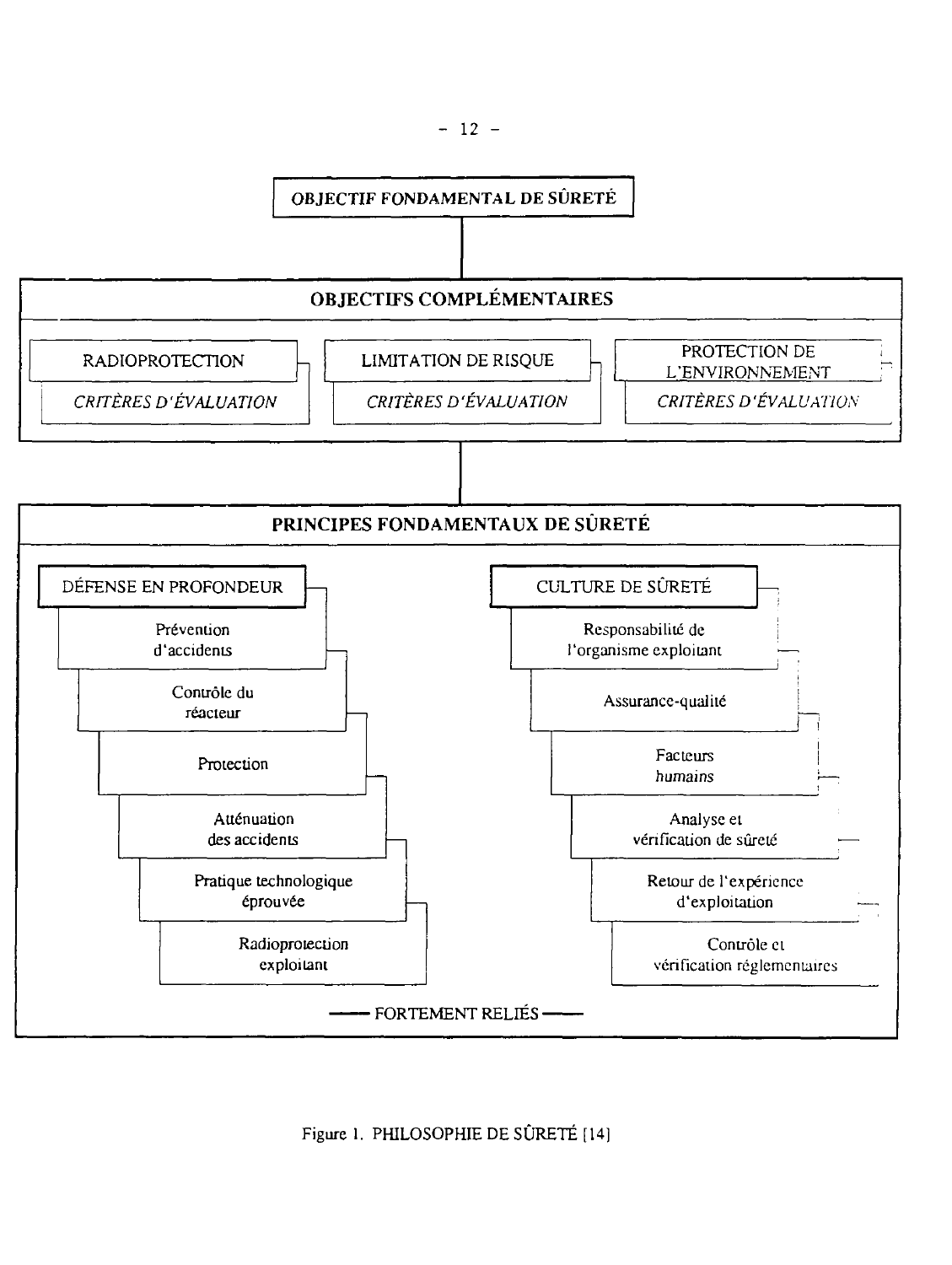**OBJECTIF FONDAMENTAL DE SÛRETÉ**

**OBJECTIFS COMPLÉMENTAIRES**

- RADIOPROTECTION
  - *CRITÈRES D'ÉVALUATION*
- LIMITATION DE RISQUE
  - *CRITÈRES D'ÉVALUATION*
- PROTECTION DE L'ENVIRONNEMENT
  - *CRITÈRES D'ÉVALUATION*

**PRINCIPES FONDAMENTAUX DE SÛRETÉ**

DÉFENSE EN PROFONDEUR

- Prévention d'accidents
- Contrôle du réacteur
- Protection
- Atténuation des accidents
- Pratique technologique éprouvée
- Radioprotection exploitant

CULTURE DE SÛRETÉ

- Responsabilité de l'organisme exploitant
- Assurance-qualité
- Facteurs *humains*
- Analyse et vérification de sûreté
- Retour de l'expérience d'exploitation
- Contrôle et vérification réglementaires

—— FORTEMENT RELIÉS ——

Figure 1. PHILOSOPHIE DE SÛRETÉ [14]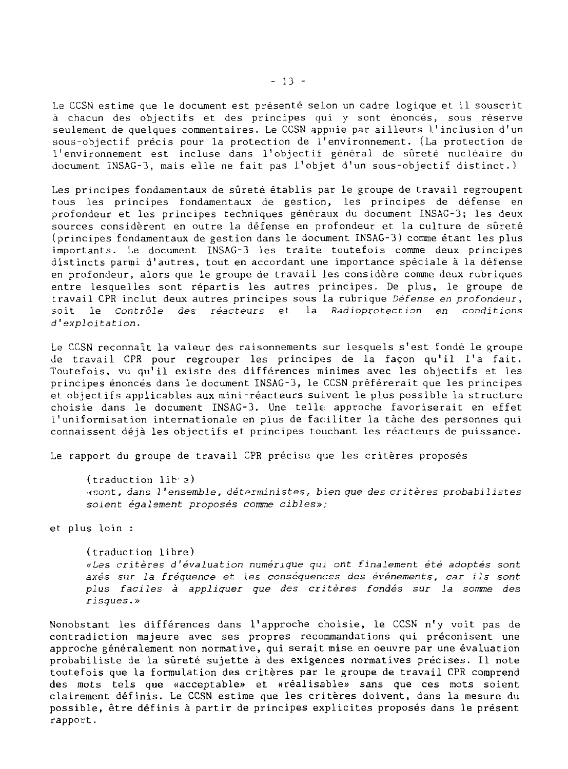Le CCSN estime que le document est présenté selon un cadre logique et il souscrit à chacun des objectifs et des principes qui y sont énoncés, sous réserve seulement de quelques commentaires. Le CCSN appuie par ailleurs l'inclusion d'un sous-objectif précis pour la protection de l'environnement. (La protection de l'environnement est incluse dans l'objectif général de sûreté nucléaire du document INSAG-3, mais elle ne fait pas l'objet d'un sous-objectif distinct.)

Les principes fondamentaux de sûreté établis par le groupe de travail regroupent tous les principes fondamentaux de gestion, les principes de défense en profondeur et les principes techniques généraux du document INSAG-3; les deux sources considèrent en outre la défense en profondeur et la culture de sûreté (principes fondamentaux de gestion dans le document INSAG-3) comme étant les plus importants. Le document INSAG-3 les traite toutefois comme deux principes distincts parmi d'autres, tout en accordant une importance spéciale à la défense en profondeur, alors que le groupe de travail les considère comme deux rubriques entre lesquelles sont répartis les autres principes. De plus, le groupe de travail CPR inclut deux autres principes sous la rubrique *Défense en profondeur*, soit le *Contrôle des réacteurs* et la *Radioprotection en conditions d'exploitation*.

Le CCSN reconnaît la valeur des raisonnements sur lesquels s'est fondé le groupe de travail CPR pour regrouper les principes de la façon qu'il l'a fait. Toutefois, vu qu'il existe des différences minimes avec les objectifs et les principes énoncés dans le document INSAG-3, le CCSN préférerait que les principes et objectifs applicables aux mini-réacteurs suivent le plus possible la structure choisie dans le document INSAG-3. Une telle approche favoriserait en effet l'uniformisation internationale en plus de faciliter la tâche des personnes qui connaissent déjà les objectifs et principes touchant les réacteurs de puissance.

Le rapport du groupe de travail CPR précise que les critères proposés

> (traduction libre)
> *«sont, dans l'ensemble, déterministes, bien que des critères probabilistes soient également proposés comme cibles»;*

et plus loin :

> (traduction libre)
> *«Les critères d'évaluation numérique qui ont finalement été adoptés sont axés sur la fréquence et les conséquences des événements, car ils sont plus faciles à appliquer que des critères fondés sur la somme des risques.»*

Nonobstant les différences dans l'approche choisie, le CCSN n'y voit pas de contradiction majeure avec ses propres recommandations qui préconisent une approche généralement non normative, qui serait mise en oeuvre par une évaluation probabiliste de la sûreté sujette à des exigences normatives précises. Il note toutefois que la formulation des critères par le groupe de travail CPR comprend des mots tels que «acceptable» et «réalisable» sans que ces mots soient clairement définis. Le CCSN estime que les critères doivent, dans la mesure du possible, être définis à partir de principes explicites proposés dans le présent rapport.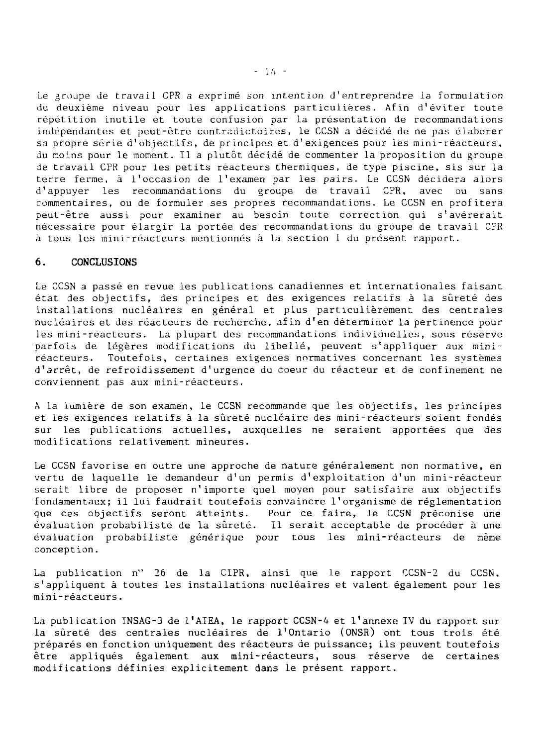Le groupe de travail CPR a exprimé son intention d'entreprendre la formulation du deuxième niveau pour les applications particulières. Afin d'éviter toute répétition inutile et toute confusion par la présentation de recommandations indépendantes et peut-être contradictoires, le CCSN a décidé de ne pas élaborer sa propre série d'objectifs, de principes et d'exigences pour les mini-réacteurs, du moins pour le moment. Il a plutôt décidé de commenter la proposition du groupe de travail CPR pour les petits réacteurs thermiques, de type piscine, sis sur la terre ferme, à l'occasion de l'examen par les pairs. Le CCSN décidera alors d'appuyer les recommandations du groupe de travail CPR, avec ou sans commentaires, ou de formuler ses propres recommandations. Le CCSN en profitera peut-être aussi pour examiner au besoin toute correction qui s'avérerait nécessaire pour élargir la portée des recommandations du groupe de travail CPR à tous les mini-réacteurs mentionnés à la section 1 du présent rapport.

## 6. CONCLUSIONS

Le CCSN a passé en revue les publications canadiennes et internationales faisant état des objectifs, des principes et des exigences relatifs à la sûreté des installations nucléaires en général et plus particulièrement des centrales nucléaires et des réacteurs de recherche, afin d'en déterminer la pertinence pour les mini-réacteurs. La plupart des recommandations individuelles, sous réserve parfois de légères modifications du libellé, peuvent s'appliquer aux mini-réacteurs. Toutefois, certaines exigences normatives concernant les systèmes d'arrêt, de refroidissement d'urgence du coeur du réacteur et de confinement ne conviennent pas aux mini-réacteurs.

A la lumière de son examen, le CCSN recommande que les objectifs, les principes et les exigences relatifs à la sûreté nucléaire des mini-réacteurs soient fondés sur les publications actuelles, auxquelles ne seraient apportées que des modifications relativement mineures.

Le CCSN favorise en outre une approche de nature généralement non normative, en vertu de laquelle le demandeur d'un permis d'exploitation d'un mini-réacteur serait libre de proposer n'importe quel moyen pour satisfaire aux objectifs fondamentaux; il lui faudrait toutefois convaincre l'organisme de réglementation que ces objectifs seront atteints. Pour ce faire, le CCSN préconise une évaluation probabiliste de la sûreté. Il serait acceptable de procéder à une évaluation probabiliste générique pour tous les mini-réacteurs de même conception.

La publication n° 26 de la CIPR, ainsi que le rapport CCSN-2 du CCSN, s'appliquent à toutes les installations nucléaires et valent également pour les mini-réacteurs.

La publication INSAG-3 de l'AIEA, le rapport CCSN-4 et l'annexe IV du rapport sur la sûreté des centrales nucléaires de l'Ontario (ONSR) ont tous trois été préparés en fonction uniquement des réacteurs de puissance; ils peuvent toutefois être appliqués également aux mini-réacteurs, sous réserve de certaines modifications définies explicitement dans le présent rapport.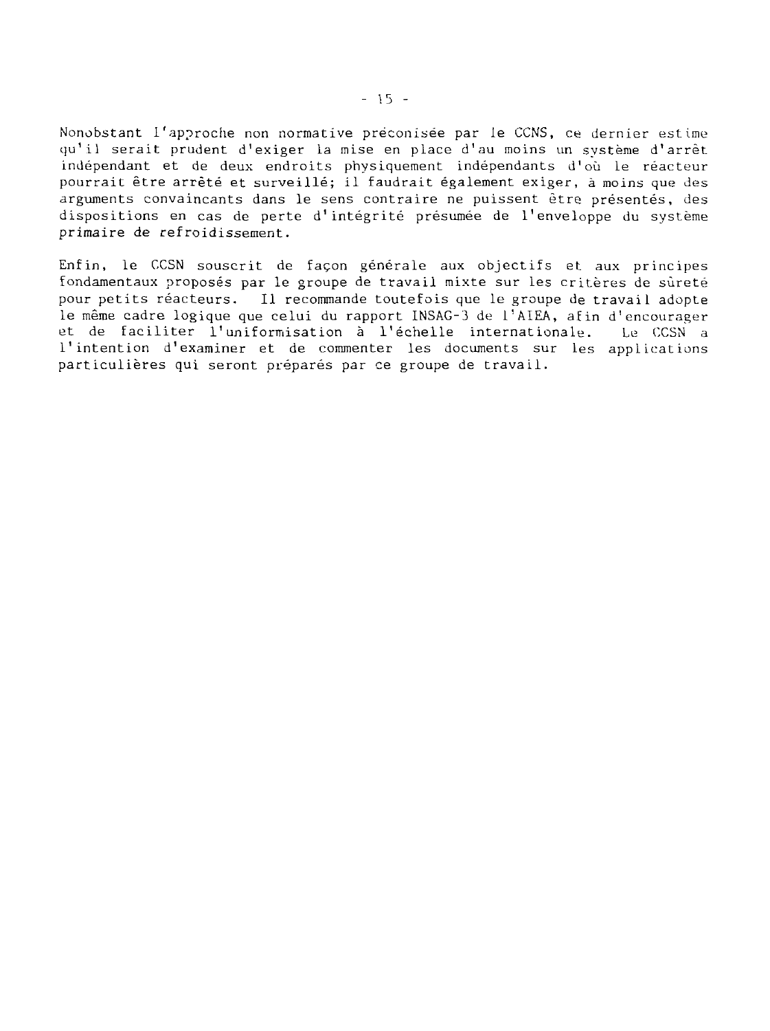Nonobstant l'approche non normative préconisée par le CCNS, ce dernier estime qu'il serait prudent d'exiger la mise en place d'au moins un système d'arrêt indépendant et de deux endroits physiquement indépendants d'où le réacteur pourrait être arrêté et surveillé; il faudrait également exiger, à moins que des arguments convaincants dans le sens contraire ne puissent être présentés, des dispositions en cas de perte d'intégrité présumée de l'enveloppe du système primaire de refroidissement.

Enfin, le CCSN souscrit de façon générale aux objectifs et aux principes fondamentaux proposés par le groupe de travail mixte sur les critères de sûreté pour petits réacteurs. Il recommande toutefois que le groupe de travail adopte le même cadre logique que celui du rapport INSAG-3 de l'AIEA, afin d'encourager et de faciliter l'uniformisation à l'échelle internationale. Le CCSN a l'intention d'examiner et de commenter les documents sur les applications particulières qui seront préparés par ce groupe de travail.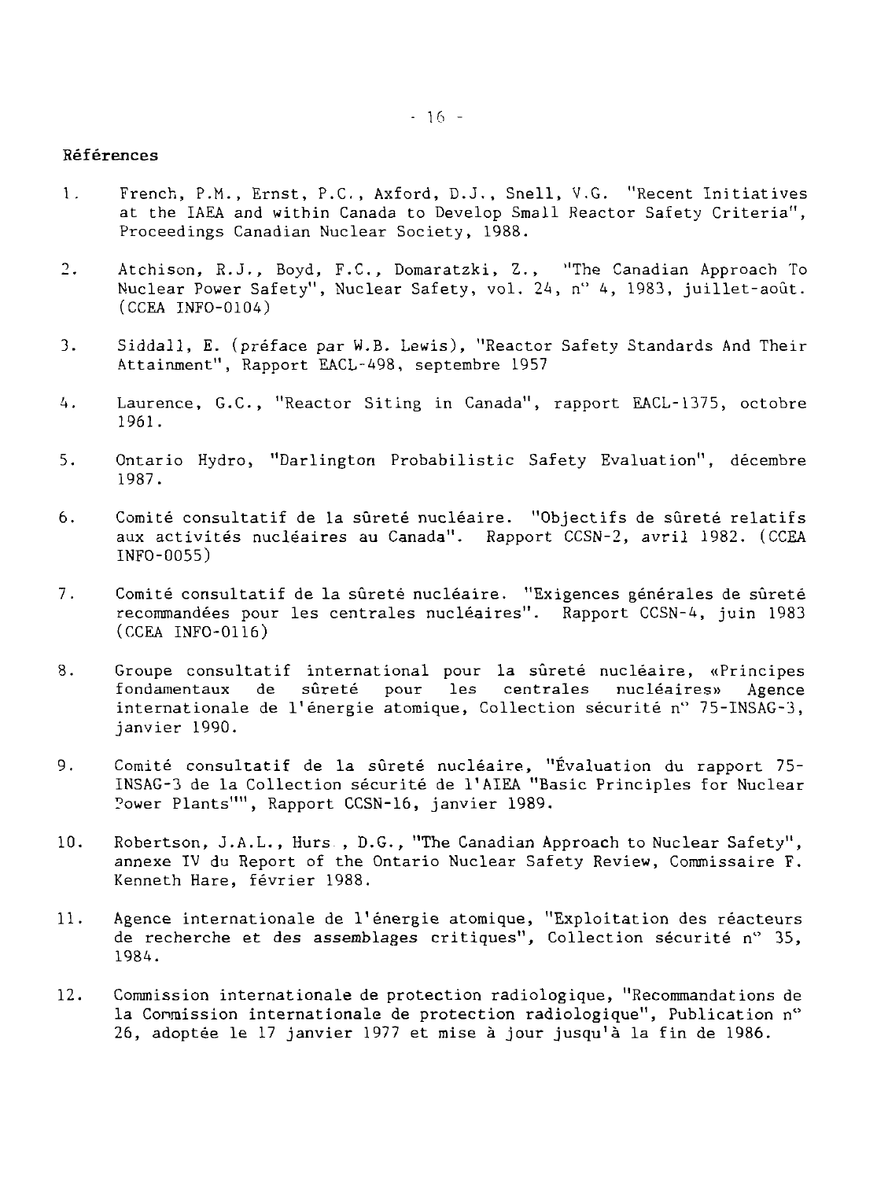## Références

1. French, P.M., Ernst, P.C., Axford, D.J., Snell, V.G. "Recent Initiatives at the IAEA and within Canada to Develop Small Reactor Safety Criteria", Proceedings Canadian Nuclear Society, 1988.

2. Atchison, R.J., Boyd, F.C., Domaratzki, Z., "The Canadian Approach To Nuclear Power Safety", Nuclear Safety, vol. 24, n° 4, 1983, juillet-août. (CCEA INFO-0104)

3. Siddall, E. (préface par W.B. Lewis), "Reactor Safety Standards And Their Attainment", Rapport EACL-498, septembre 1957

4. Laurence, G.C., "Reactor Siting in Canada", rapport EACL-1375, octobre 1961.

5. Ontario Hydro, "Darlington Probabilistic Safety Evaluation", décembre 1987.

6. Comité consultatif de la sûreté nucléaire. "Objectifs de sûreté relatifs aux activités nucléaires au Canada". Rapport CCSN-2, avril 1982. (CCEA INFO-0055)

7. Comité consultatif de la sûreté nucléaire. "Exigences générales de sûreté recommandées pour les centrales nucléaires". Rapport CCSN-4, juin 1983 (CCEA INFO-0116)

8. Groupe consultatif international pour la sûreté nucléaire, «Principes fondamentaux de sûreté pour les centrales nucléaires» Agence internationale de l'énergie atomique, Collection sécurité n° 75-INSAG-3, janvier 1990.

9. Comité consultatif de la sûreté nucléaire, "Évaluation du rapport 75-INSAG-3 de la Collection sécurité de l'AIEA "Basic Principles for Nuclear Power Plants"", Rapport CCSN-16, janvier 1989.

10. Robertson, J.A.L., Hurst, D.G., "The Canadian Approach to Nuclear Safety", annexe IV du Report of the Ontario Nuclear Safety Review, Commissaire F. Kenneth Hare, février 1988.

11. Agence internationale de l'énergie atomique, "Exploitation des réacteurs de recherche et des assemblages critiques", Collection sécurité n° 35, 1984.

12. Commission internationale de protection radiologique, "Recommandations de la Commission internationale de protection radiologique", Publication n° 26, adoptée le 17 janvier 1977 et mise à jour jusqu'à la fin de 1986.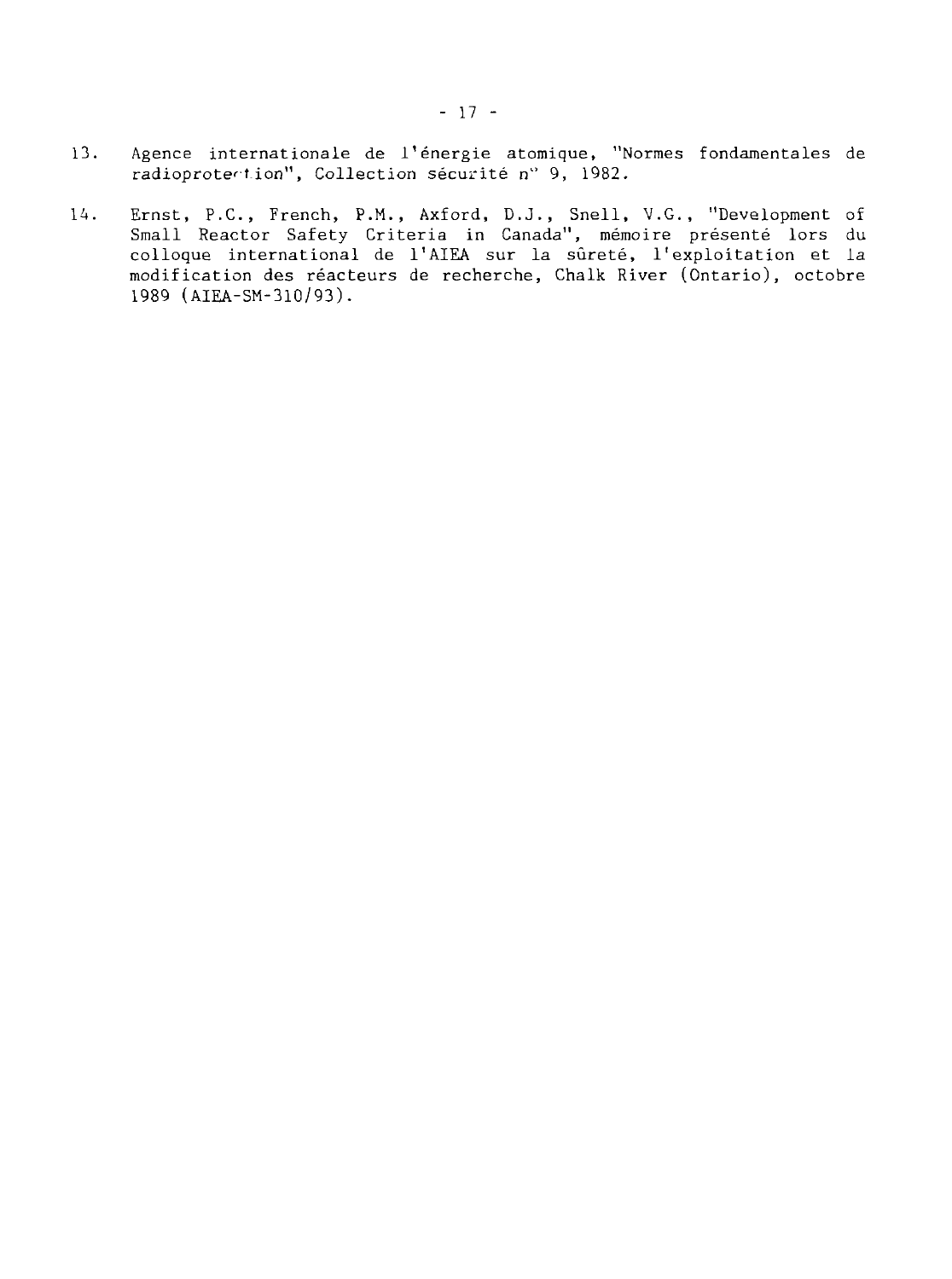13. Agence internationale de l'énergie atomique, "Normes fondamentales de radioprotection", Collection sécurité n° 9, 1982.

14. Ernst, P.C., French, P.M., Axford, D.J., Snell, V.G., "Development of Small Reactor Safety Criteria in Canada", mémoire présenté lors du colloque international de l'AIEA sur la sûreté, l'exploitation et la modification des réacteurs de recherche, Chalk River (Ontario), octobre 1989 (AIEA-SM-310/93).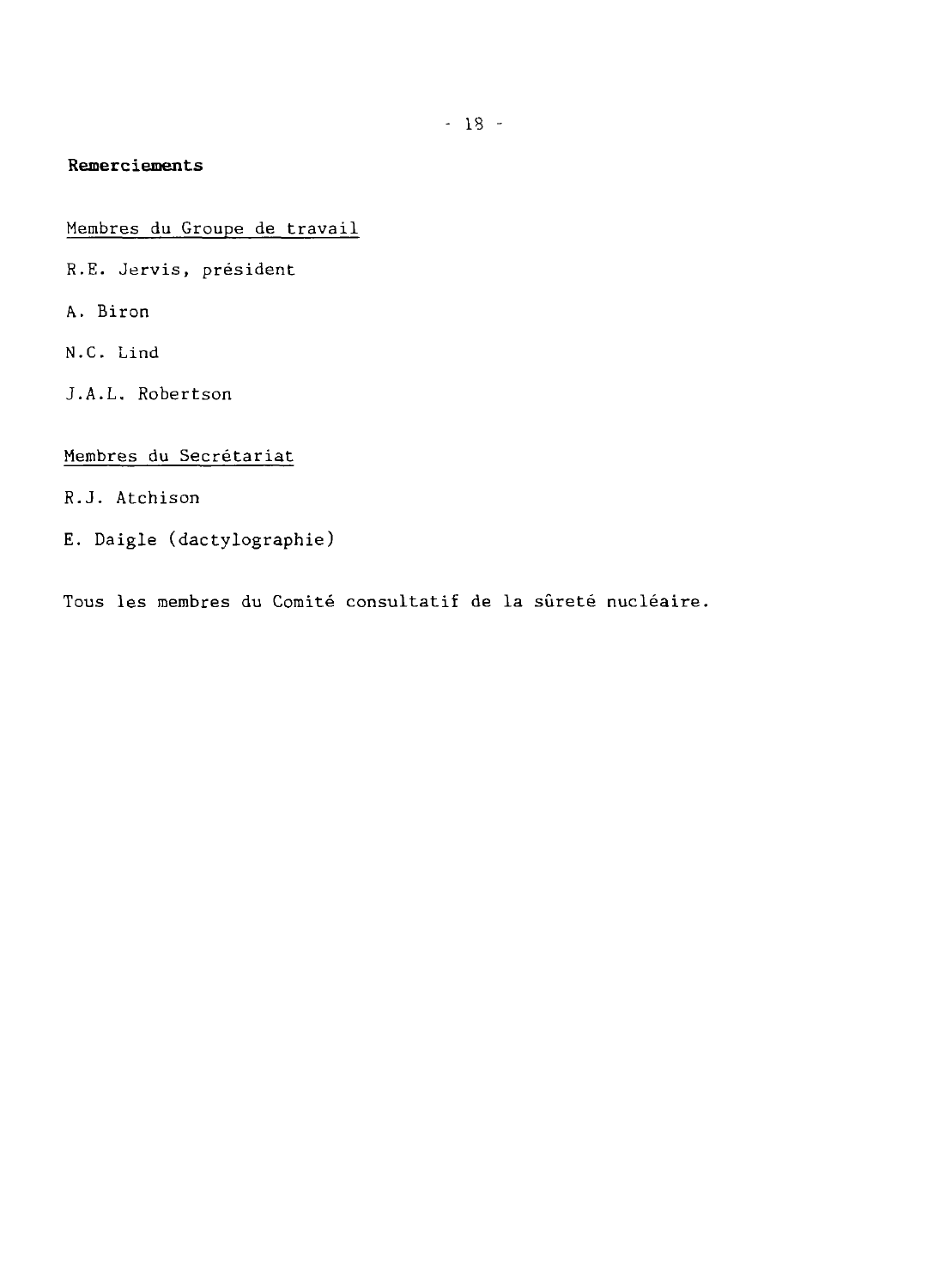**Remerciements**

Membres du Groupe de travail

R.E. Jervis, président

A. Biron

N.C. Lind

J.A.L. Robertson

Membres du Secrétariat

R.J. Atchison

E. Daigle (dactylographie)

Tous les membres du Comité consultatif de la sûreté nucléaire.